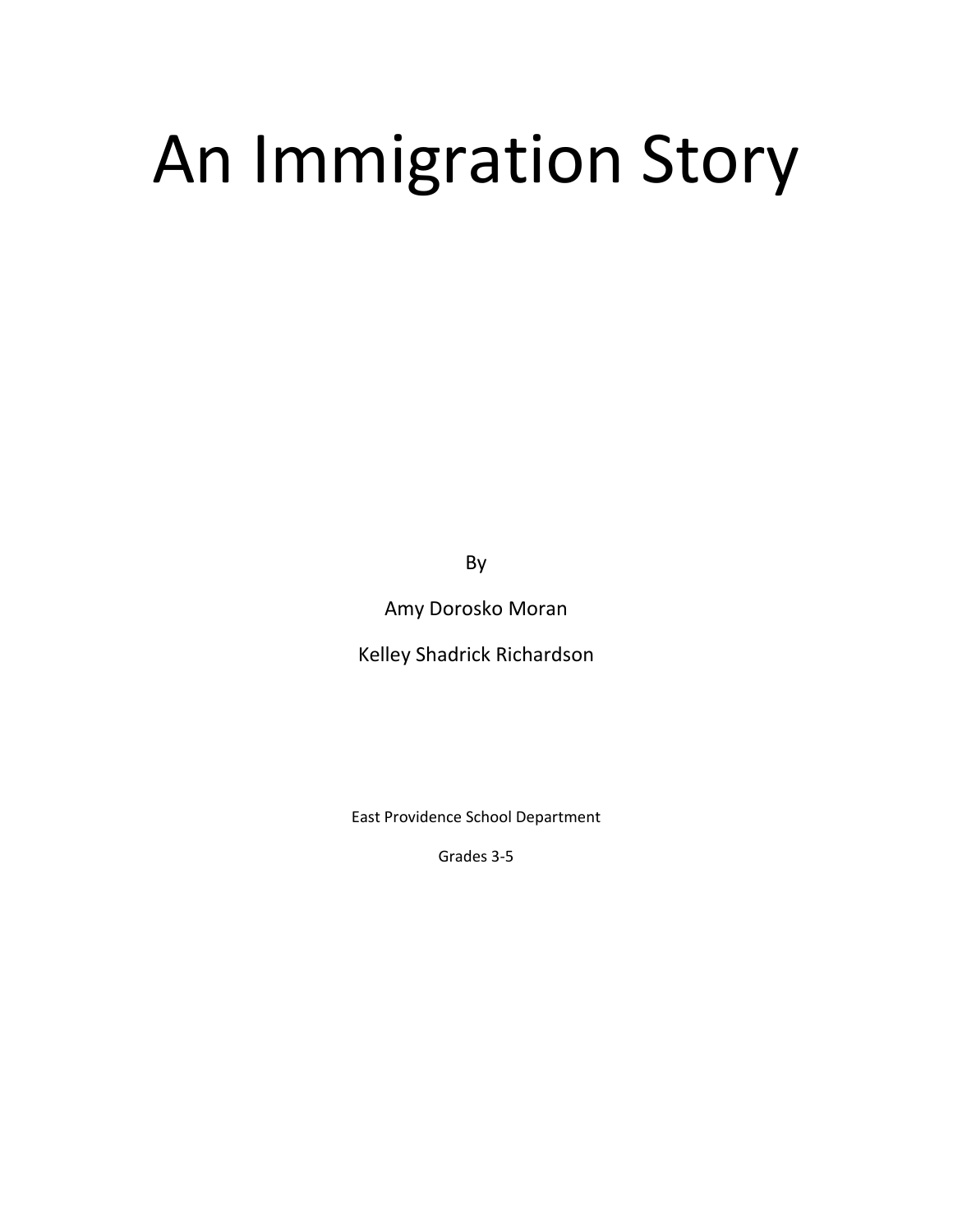# An Immigration Story

By

Amy Dorosko Moran

Kelley Shadrick Richardson

East Providence School Department

Grades 3-5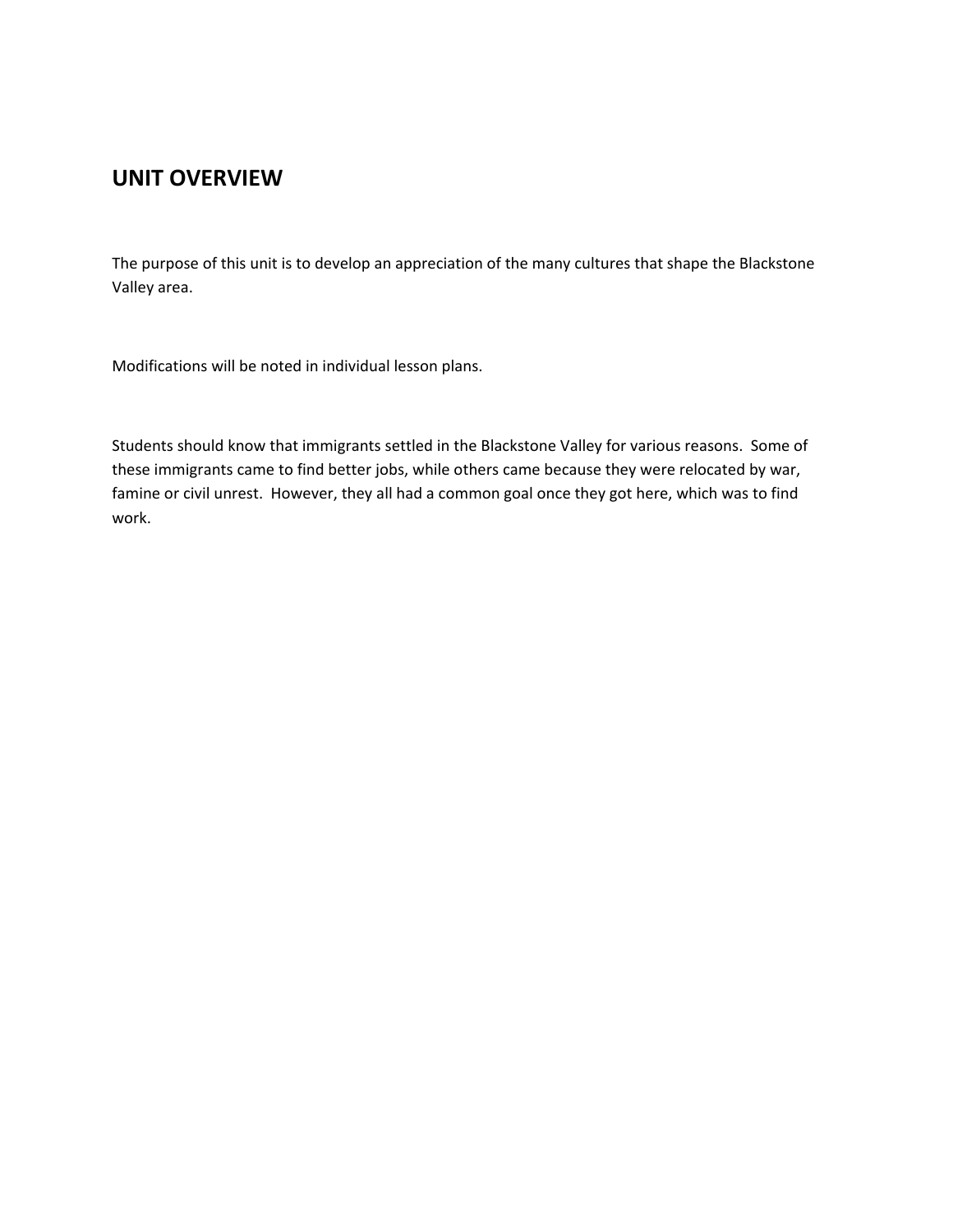## UNIT OVERVIEW

The purpose of this unit is to develop an appreciation of the many cultures that shape the Blackstone Valley area.

Modifications will be noted in individual lesson plans.

Students should know that immigrants settled in the Blackstone Valley for various reasons. Some of these immigrants came to find better jobs, while others came because they were relocated by war, famine or civil unrest. However, they all had a common goal once they got here, which was to find work.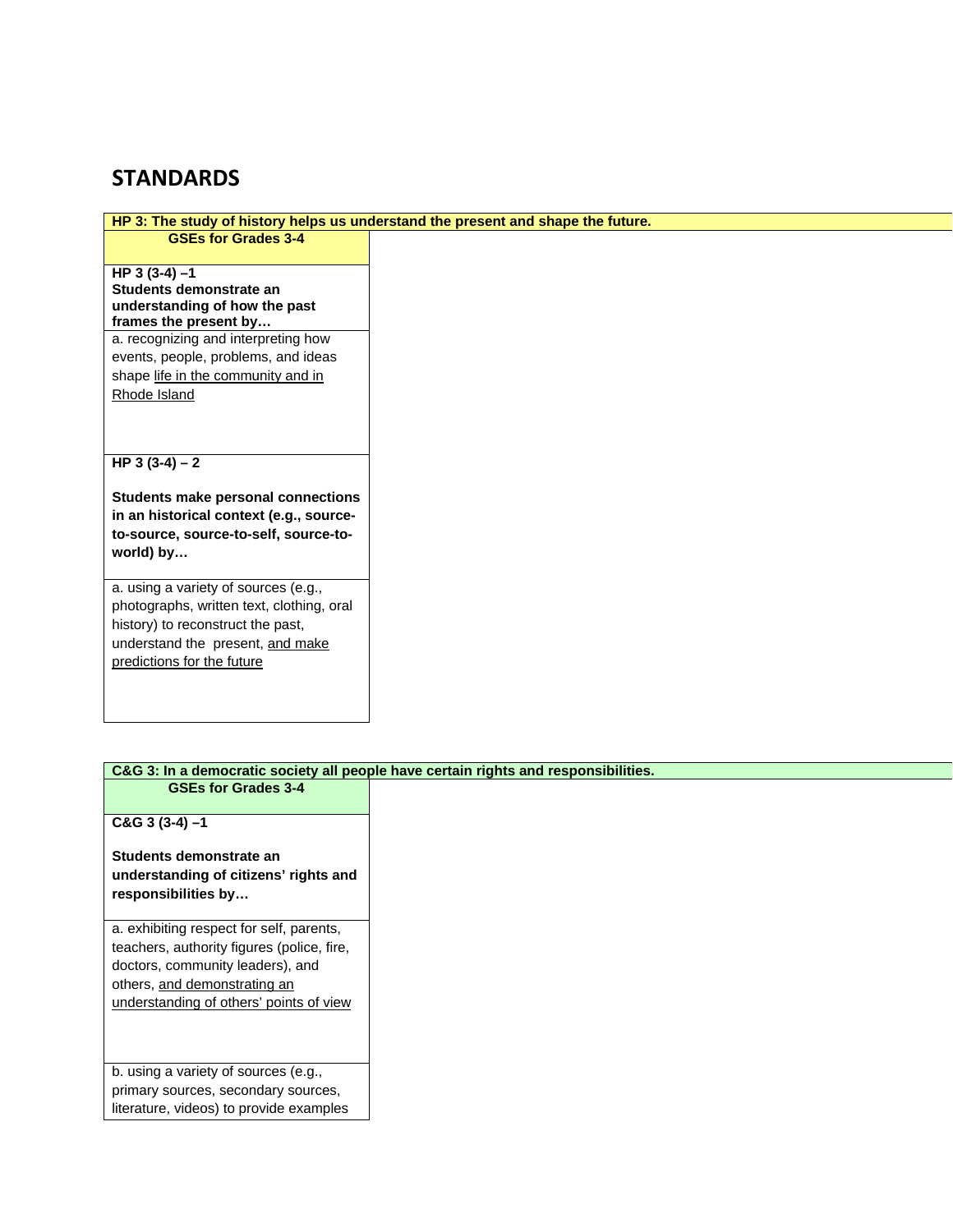## STANDARDS

| **HP 3: The study of history helps us understand the present and shape the future.** |
|---|
| **GSEs for Grades 3-4** |
| **HP 3 (3-4) –1**<br>**Students demonstrate an understanding of how the past frames the present by…** |
| a. recognizing and interpreting how events, people, problems, and ideas shape <u>life in the community and in Rhode Island</u> |
| **HP 3 (3-4) – 2**<br><br>**Students make personal connections in an historical context (e.g., source-to-source, source-to-self, source-to-world) by…** |
| a. using a variety of sources (e.g., photographs, written text, clothing, oral history) to reconstruct the past, understand the present, <u>and make predictions for the future</u> |

| **C&G 3: In a democratic society all people have certain rights and responsibilities.** |
|---|
| **GSEs for Grades 3-4** |
| **C&G 3 (3-4) –1**<br><br>**Students demonstrate an understanding of citizens' rights and responsibilities by…** |
| a. exhibiting respect for self, parents, teachers, authority figures (police, fire, doctors, community leaders), and others, <u>and demonstrating an understanding of others' points of view</u> |
| b. using a variety of sources (e.g., primary sources, secondary sources, literature, videos) to provide examples |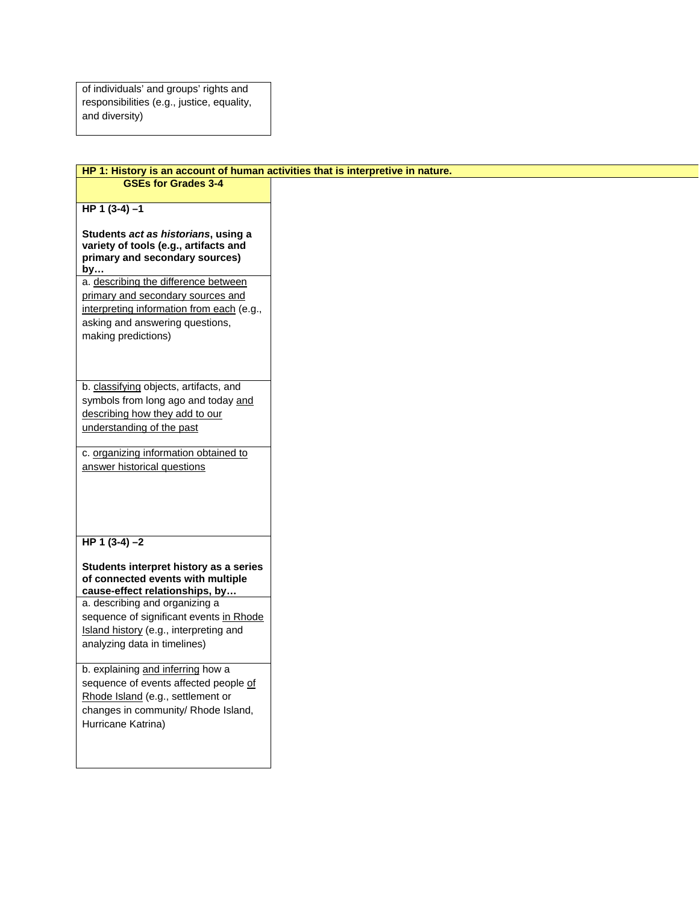| |
|---|
| of individuals' and groups' rights and responsibilities (e.g., justice, equality, and diversity) |

| HP 1: History is an account of human activities that is interpretive in nature. |
|---|
| **GSEs for Grades 3-4** |
| **HP 1 (3-4) –1**<br><br>**Students *act as historians*, using a variety of tools (e.g., artifacts and primary and secondary sources) by…** |
| a. describing the difference between primary and secondary sources and interpreting information from each (e.g., asking and answering questions, making predictions) |
| b. classifying objects, artifacts, and symbols from long ago and today and describing how they add to our understanding of the past |
| c. organizing information obtained to answer historical questions |
| **HP 1 (3-4) –2**<br><br>**Students interpret history as a series of connected events with multiple cause-effect relationships, by…** |
| a. describing and organizing a sequence of significant events in Rhode Island history (e.g., interpreting and analyzing data in timelines) |
| b. explaining and inferring how a sequence of events affected people of Rhode Island (e.g., settlement or changes in community/ Rhode Island, Hurricane Katrina) |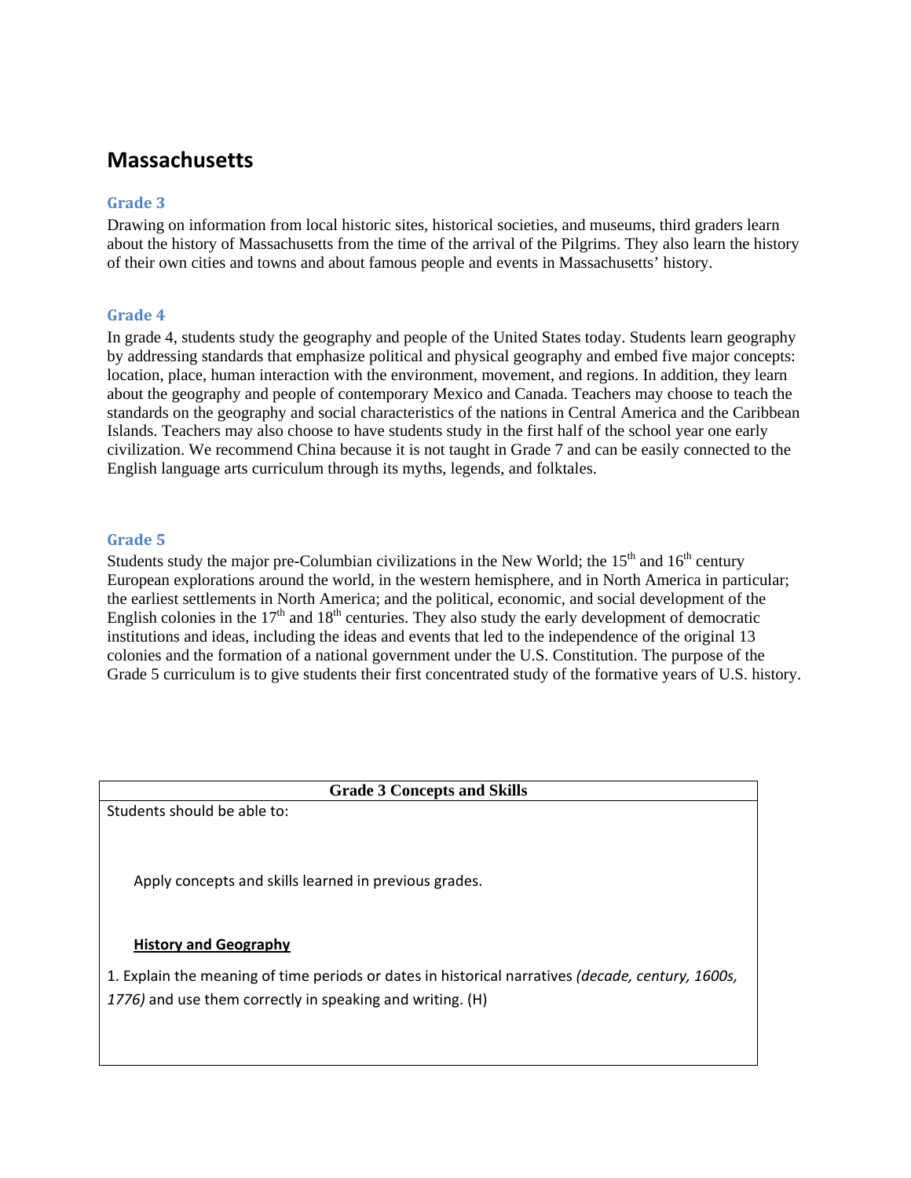# Massachusetts

### Grade 3

Drawing on information from local historic sites, historical societies, and museums, third graders learn about the history of Massachusetts from the time of the arrival of the Pilgrims. They also learn the history of their own cities and towns and about famous people and events in Massachusetts' history.

### Grade 4

In grade 4, students study the geography and people of the United States today. Students learn geography by addressing standards that emphasize political and physical geography and embed five major concepts: location, place, human interaction with the environment, movement, and regions. In addition, they learn about the geography and people of contemporary Mexico and Canada. Teachers may choose to teach the standards on the geography and social characteristics of the nations in Central America and the Caribbean Islands. Teachers may also choose to have students study in the first half of the school year one early civilization. We recommend China because it is not taught in Grade 7 and can be easily connected to the English language arts curriculum through its myths, legends, and folktales.

### Grade 5

Students study the major pre-Columbian civilizations in the New World; the 15th and 16th century European explorations around the world, in the western hemisphere, and in North America in particular; the earliest settlements in North America; and the political, economic, and social development of the English colonies in the 17th and 18th centuries. They also study the early development of democratic institutions and ideas, including the ideas and events that led to the independence of the original 13 colonies and the formation of a national government under the U.S. Constitution. The purpose of the Grade 5 curriculum is to give students their first concentrated study of the formative years of U.S. history.

| Grade 3 Concepts and Skills |
|---|
| Students should be able to:<br><br>Apply concepts and skills learned in previous grades.<br><br>**History and Geography**<br><br>1. Explain the meaning of time periods or dates in historical narratives *(decade, century, 1600s, 1776)* and use them correctly in speaking and writing. (H) |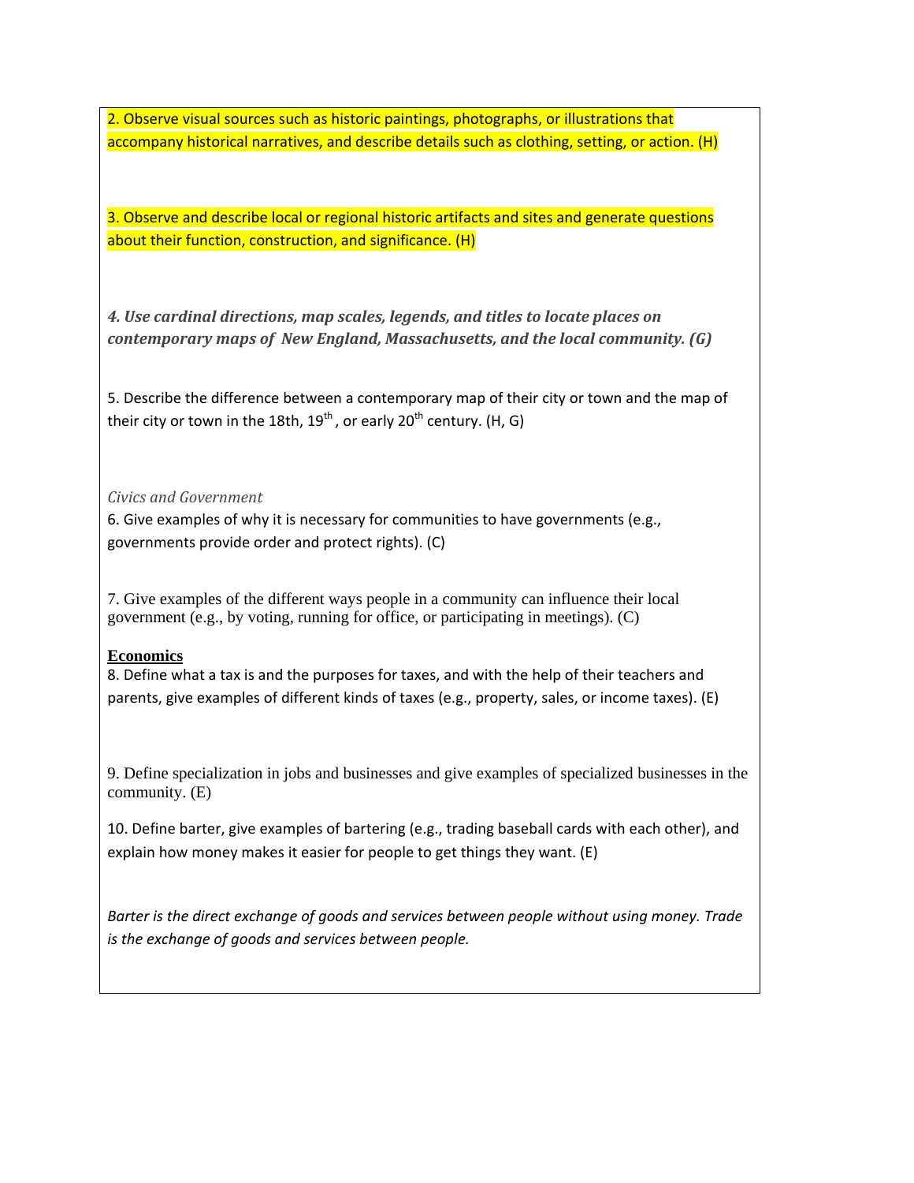2. Observe visual sources such as historic paintings, photographs, or illustrations that accompany historical narratives, and describe details such as clothing, setting, or action. (H)

3. Observe and describe local or regional historic artifacts and sites and generate questions about their function, construction, and significance. (H)

***4. Use cardinal directions, map scales, legends, and titles to locate places on contemporary maps of New England, Massachusetts, and the local community. (G)***

5. Describe the difference between a contemporary map of their city or town and the map of their city or town in the 18th, 19th, or early 20th century. (H, G)

*Civics and Government*

6. Give examples of why it is necessary for communities to have governments (e.g., governments provide order and protect rights). (C)

7. Give examples of the different ways people in a community can influence their local government (e.g., by voting, running for office, or participating in meetings). (C)

**Economics**

8. Define what a tax is and the purposes for taxes, and with the help of their teachers and parents, give examples of different kinds of taxes (e.g., property, sales, or income taxes). (E)

9. Define specialization in jobs and businesses and give examples of specialized businesses in the community. (E)

10. Define barter, give examples of bartering (e.g., trading baseball cards with each other), and explain how money makes it easier for people to get things they want. (E)

*Barter is the direct exchange of goods and services between people without using money. Trade is the exchange of goods and services between people.*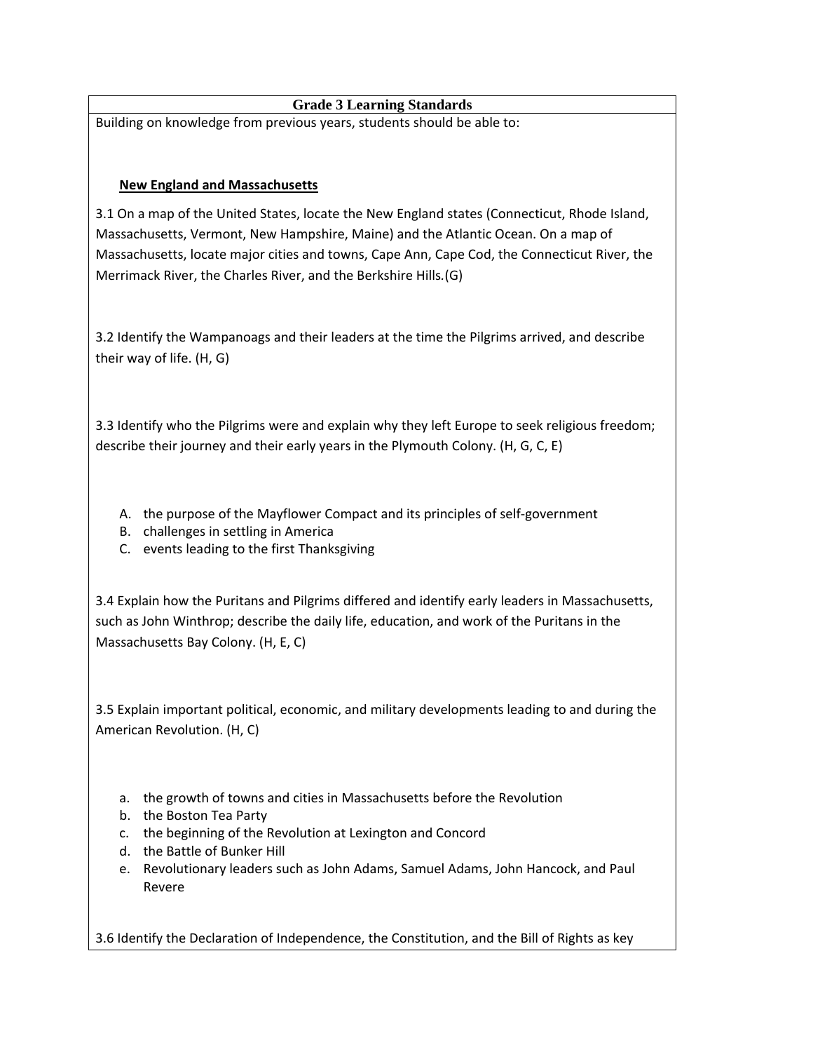## Grade 3 Learning Standards

Building on knowledge from previous years, students should be able to:

**New England and Massachusetts**

3.1 On a map of the United States, locate the New England states (Connecticut, Rhode Island, Massachusetts, Vermont, New Hampshire, Maine) and the Atlantic Ocean. On a map of Massachusetts, locate major cities and towns, Cape Ann, Cape Cod, the Connecticut River, the Merrimack River, the Charles River, and the Berkshire Hills.(G)

3.2 Identify the Wampanoags and their leaders at the time the Pilgrims arrived, and describe their way of life. (H, G)

3.3 Identify who the Pilgrims were and explain why they left Europe to seek religious freedom; describe their journey and their early years in the Plymouth Colony. (H, G, C, E)

A. the purpose of the Mayflower Compact and its principles of self-government
B. challenges in settling in America
C. events leading to the first Thanksgiving

3.4 Explain how the Puritans and Pilgrims differed and identify early leaders in Massachusetts, such as John Winthrop; describe the daily life, education, and work of the Puritans in the Massachusetts Bay Colony. (H, E, C)

3.5 Explain important political, economic, and military developments leading to and during the American Revolution. (H, C)

a. the growth of towns and cities in Massachusetts before the Revolution
b. the Boston Tea Party
c. the beginning of the Revolution at Lexington and Concord
d. the Battle of Bunker Hill
e. Revolutionary leaders such as John Adams, Samuel Adams, John Hancock, and Paul Revere

3.6 Identify the Declaration of Independence, the Constitution, and the Bill of Rights as key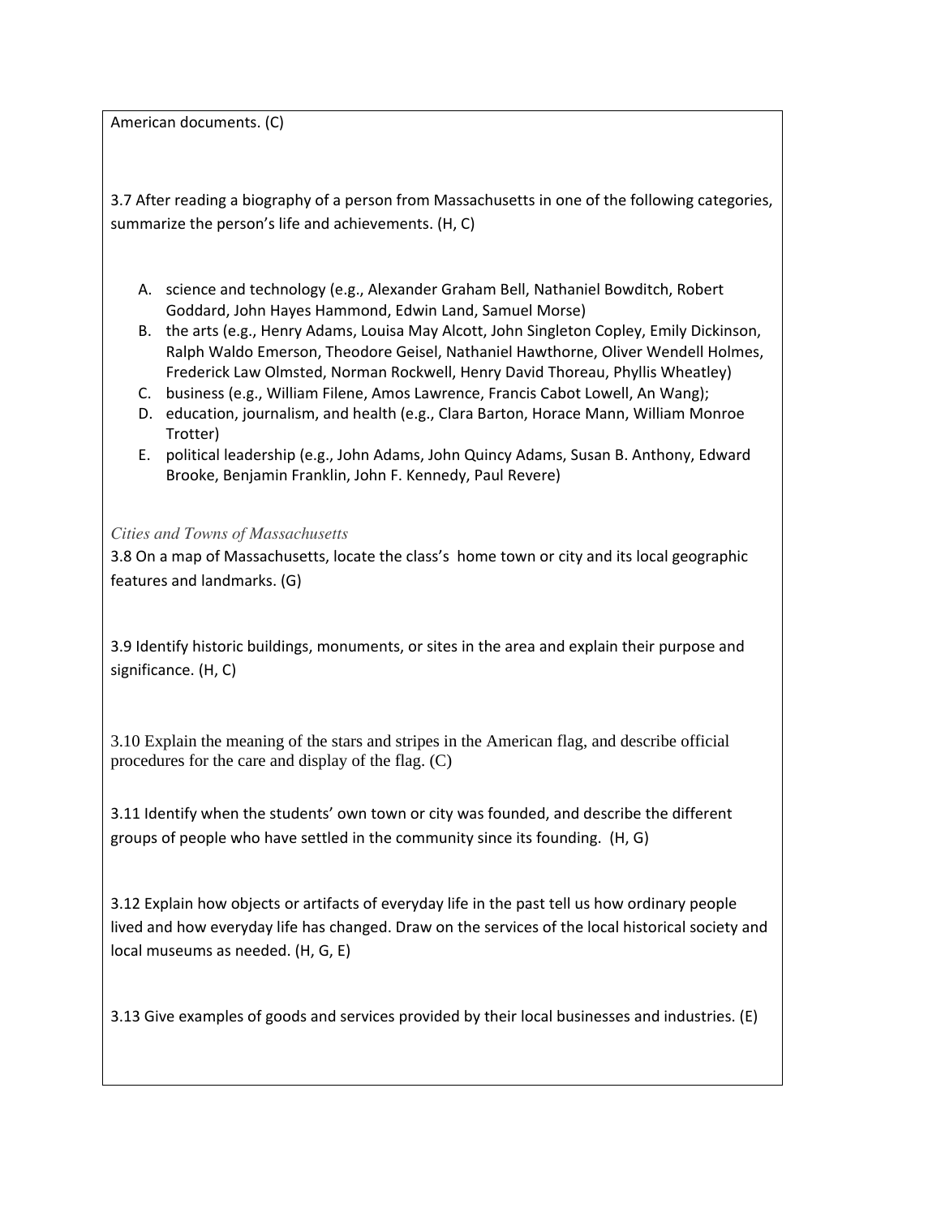American documents. (C)

3.7 After reading a biography of a person from Massachusetts in one of the following categories, summarize the person's life and achievements. (H, C)

A. science and technology (e.g., Alexander Graham Bell, Nathaniel Bowditch, Robert Goddard, John Hayes Hammond, Edwin Land, Samuel Morse)
B. the arts (e.g., Henry Adams, Louisa May Alcott, John Singleton Copley, Emily Dickinson, Ralph Waldo Emerson, Theodore Geisel, Nathaniel Hawthorne, Oliver Wendell Holmes, Frederick Law Olmsted, Norman Rockwell, Henry David Thoreau, Phyllis Wheatley)
C. business (e.g., William Filene, Amos Lawrence, Francis Cabot Lowell, An Wang);
D. education, journalism, and health (e.g., Clara Barton, Horace Mann, William Monroe Trotter)
E. political leadership (e.g., John Adams, John Quincy Adams, Susan B. Anthony, Edward Brooke, Benjamin Franklin, John F. Kennedy, Paul Revere)

*Cities and Towns of Massachusetts*

3.8 On a map of Massachusetts, locate the class's home town or city and its local geographic features and landmarks. (G)

3.9 Identify historic buildings, monuments, or sites in the area and explain their purpose and significance. (H, C)

3.10 Explain the meaning of the stars and stripes in the American flag, and describe official procedures for the care and display of the flag. (C)

3.11 Identify when the students' own town or city was founded, and describe the different groups of people who have settled in the community since its founding. (H, G)

3.12 Explain how objects or artifacts of everyday life in the past tell us how ordinary people lived and how everyday life has changed. Draw on the services of the local historical society and local museums as needed. (H, G, E)

3.13 Give examples of goods and services provided by their local businesses and industries. (E)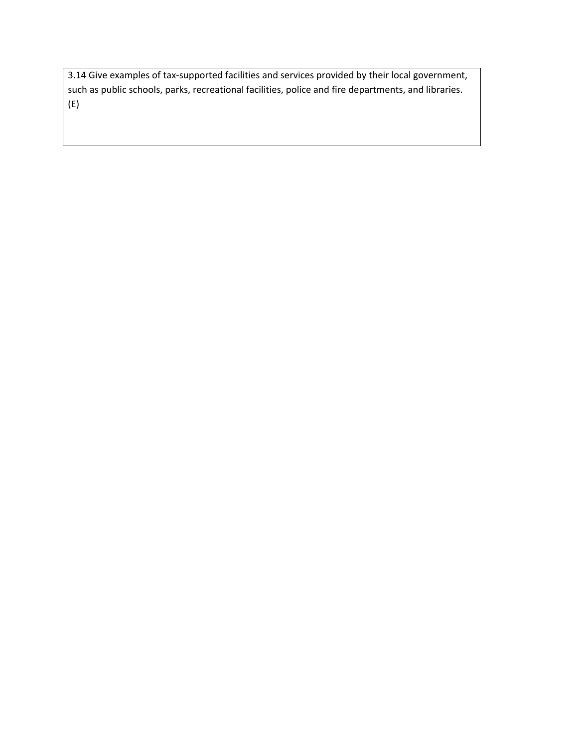3.14 Give examples of tax-supported facilities and services provided by their local government, such as public schools, parks, recreational facilities, police and fire departments, and libraries. (E)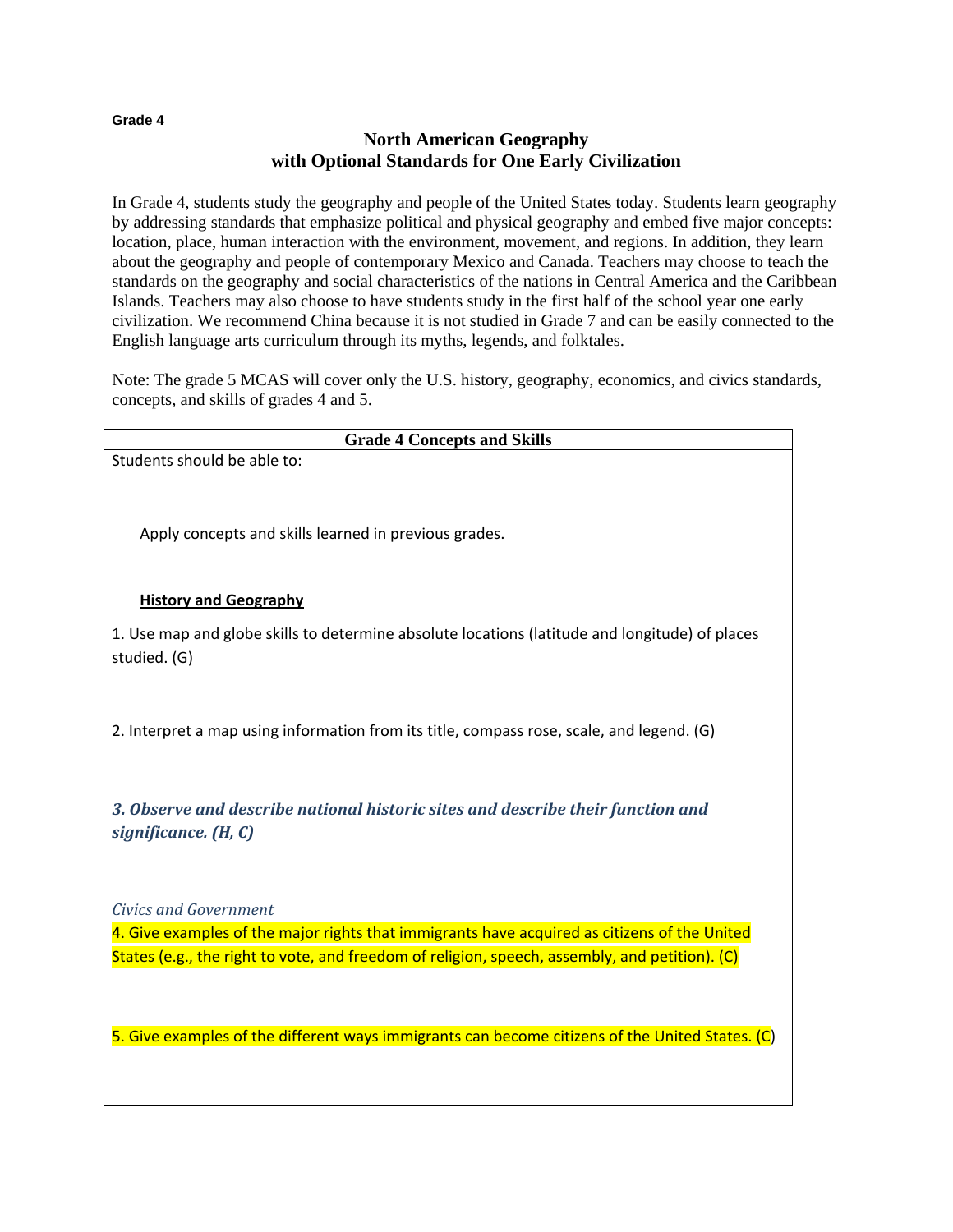**Grade 4**

## North American Geography
## with Optional Standards for One Early Civilization

In Grade 4, students study the geography and people of the United States today. Students learn geography by addressing standards that emphasize political and physical geography and embed five major concepts: location, place, human interaction with the environment, movement, and regions. In addition, they learn about the geography and people of contemporary Mexico and Canada. Teachers may choose to teach the standards on the geography and social characteristics of the nations in Central America and the Caribbean Islands. Teachers may also choose to have students study in the first half of the school year one early civilization. We recommend China because it is not studied in Grade 7 and can be easily connected to the English language arts curriculum through its myths, legends, and folktales.

Note: The grade 5 MCAS will cover only the U.S. history, geography, economics, and civics standards, concepts, and skills of grades 4 and 5.

| Grade 4 Concepts and Skills |
|---|
| Students should be able to:<br><br>Apply concepts and skills learned in previous grades.<br><br>**History and Geography**<br><br>1. Use map and globe skills to determine absolute locations (latitude and longitude) of places studied. (G)<br><br>2. Interpret a map using information from its title, compass rose, scale, and legend. (G)<br><br>***3. Observe and describe national historic sites and describe their function and significance. (H, C)***<br><br>*Civics and Government*<br>4. Give examples of the major rights that immigrants have acquired as citizens of the United States (e.g., the right to vote, and freedom of religion, speech, assembly, and petition). (C)<br><br>5. Give examples of the different ways immigrants can become citizens of the United States. (C) |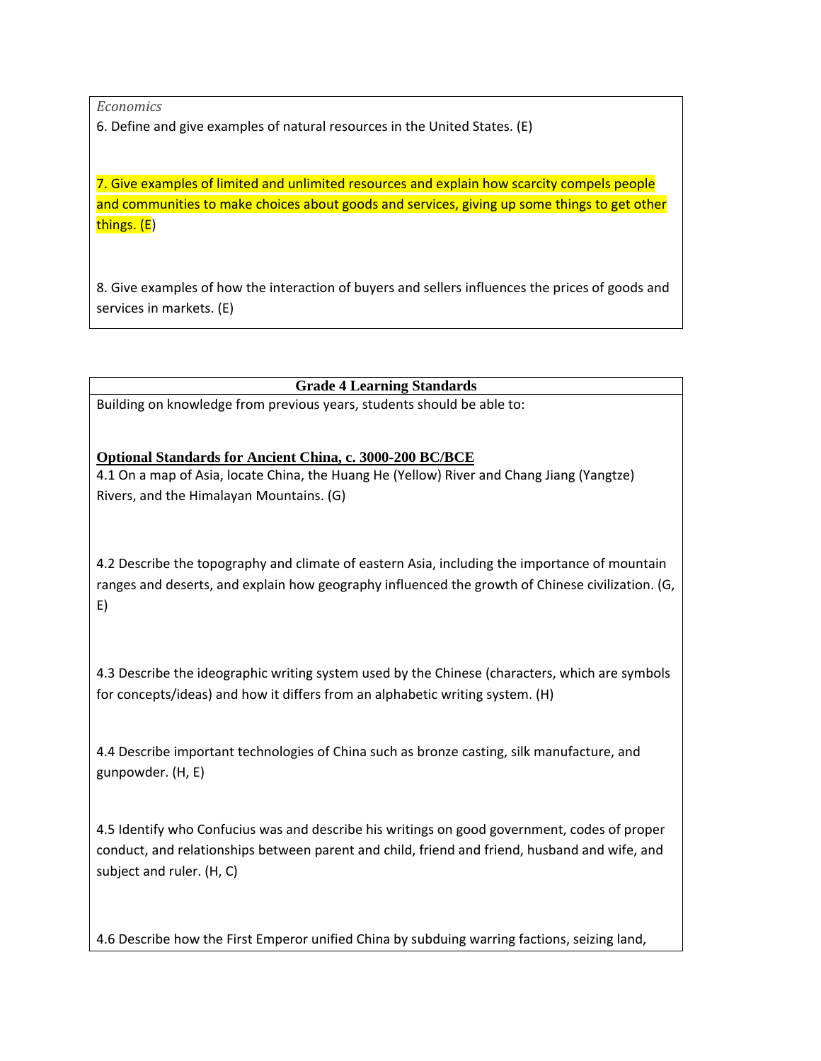*Economics*

6. Define and give examples of natural resources in the United States. (E)

7. Give examples of limited and unlimited resources and explain how scarcity compels people and communities to make choices about goods and services, giving up some things to get other things. (E)

8. Give examples of how the interaction of buyers and sellers influences the prices of goods and services in markets. (E)

**Grade 4 Learning Standards**

Building on knowledge from previous years, students should be able to:

**Optional Standards for Ancient China, c. 3000-200 BC/BCE**

4.1 On a map of Asia, locate China, the Huang He (Yellow) River and Chang Jiang (Yangtze) Rivers, and the Himalayan Mountains. (G)

4.2 Describe the topography and climate of eastern Asia, including the importance of mountain ranges and deserts, and explain how geography influenced the growth of Chinese civilization. (G, E)

4.3 Describe the ideographic writing system used by the Chinese (characters, which are symbols for concepts/ideas) and how it differs from an alphabetic writing system. (H)

4.4 Describe important technologies of China such as bronze casting, silk manufacture, and gunpowder. (H, E)

4.5 Identify who Confucius was and describe his writings on good government, codes of proper conduct, and relationships between parent and child, friend and friend, husband and wife, and subject and ruler. (H, C)

4.6 Describe how the First Emperor unified China by subduing warring factions, seizing land,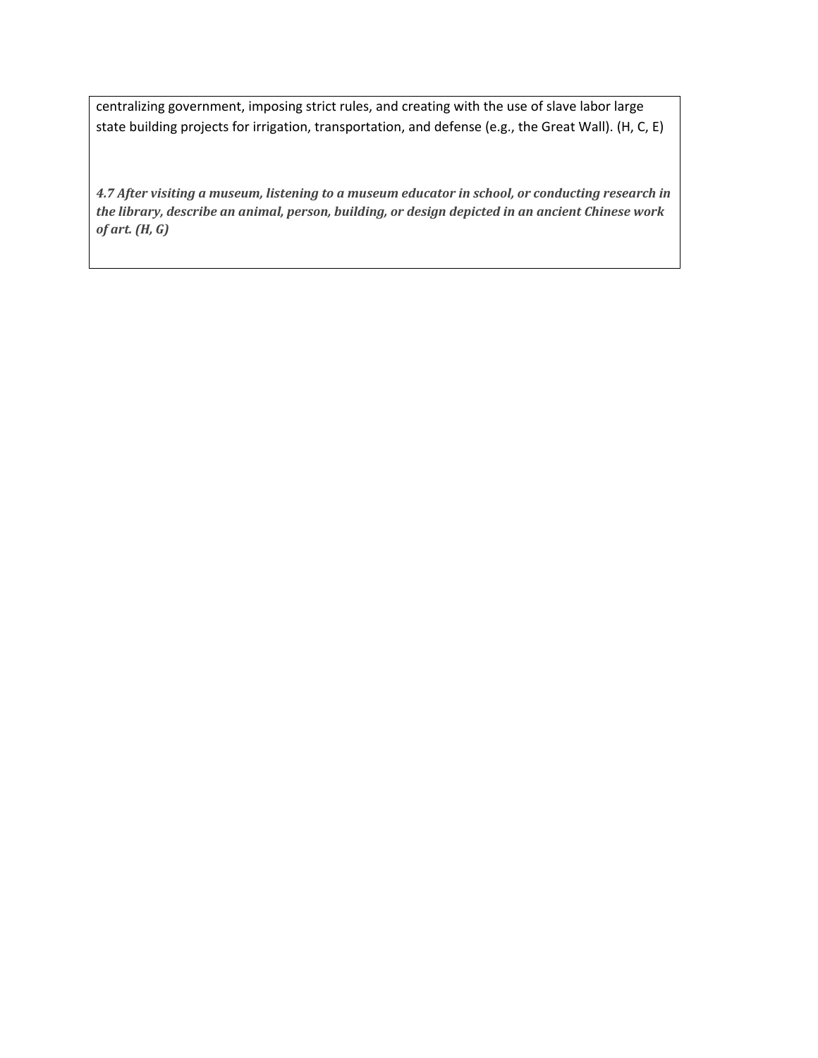centralizing government, imposing strict rules, and creating with the use of slave labor large state building projects for irrigation, transportation, and defense (e.g., the Great Wall). (H, C, E)

***4.7 After visiting a museum, listening to a museum educator in school, or conducting research in the library, describe an animal, person, building, or design depicted in an ancient Chinese work of art. (H, G)***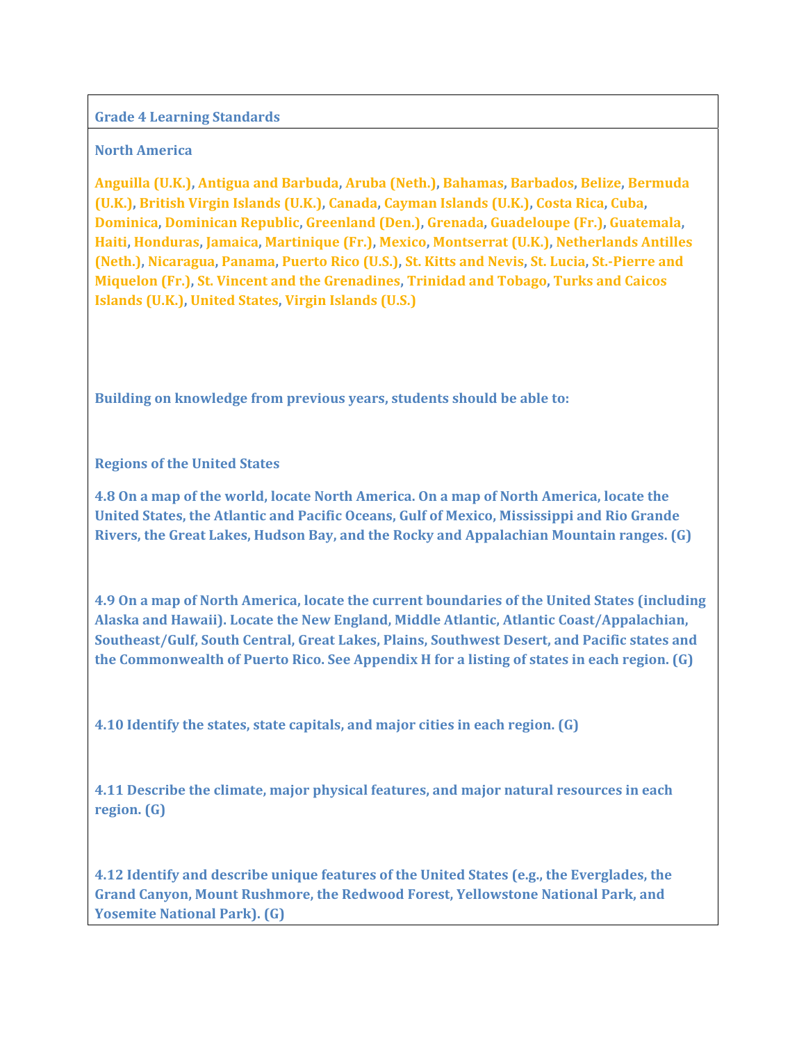## Grade 4 Learning Standards

### North America

Anguilla (U.K.), Antigua and Barbuda, Aruba (Neth.), Bahamas, Barbados, Belize, Bermuda (U.K.), British Virgin Islands (U.K.), Canada, Cayman Islands (U.K.), Costa Rica, Cuba, Dominica, Dominican Republic, Greenland (Den.), Grenada, Guadeloupe (Fr.), Guatemala, Haiti, Honduras, Jamaica, Martinique (Fr.), Mexico, Montserrat (U.K.), Netherlands Antilles (Neth.), Nicaragua, Panama, Puerto Rico (U.S.), St. Kitts and Nevis, St. Lucia, St.-Pierre and Miquelon (Fr.), St. Vincent and the Grenadines, Trinidad and Tobago, Turks and Caicos Islands (U.K.), United States, Virgin Islands (U.S.)

**Building on knowledge from previous years, students should be able to:**

### Regions of the United States

**4.8** On a map of the world, locate North America. On a map of North America, locate the United States, the Atlantic and Pacific Oceans, Gulf of Mexico, Mississippi and Rio Grande Rivers, the Great Lakes, Hudson Bay, and the Rocky and Appalachian Mountain ranges. (G)

**4.9** On a map of North America, locate the current boundaries of the United States (including Alaska and Hawaii). Locate the New England, Middle Atlantic, Atlantic Coast/Appalachian, Southeast/Gulf, South Central, Great Lakes, Plains, Southwest Desert, and Pacific states and the Commonwealth of Puerto Rico. See Appendix H for a listing of states in each region. (G)

**4.10** Identify the states, state capitals, and major cities in each region. (G)

**4.11** Describe the climate, major physical features, and major natural resources in each region. (G)

**4.12** Identify and describe unique features of the United States (e.g., the Everglades, the Grand Canyon, Mount Rushmore, the Redwood Forest, Yellowstone National Park, and Yosemite National Park). (G)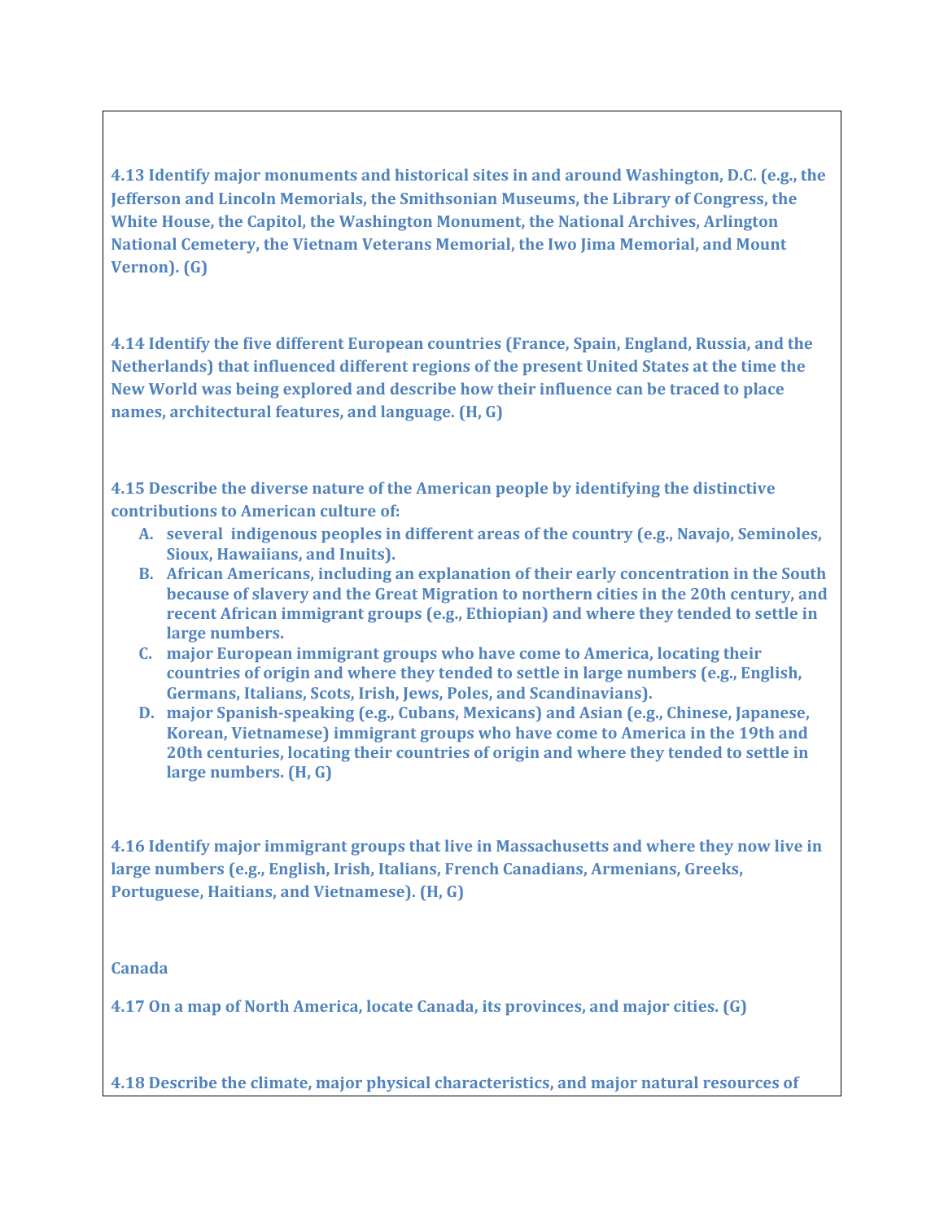**4.13 Identify major monuments and historical sites in and around Washington, D.C. (e.g., the Jefferson and Lincoln Memorials, the Smithsonian Museums, the Library of Congress, the White House, the Capitol, the Washington Monument, the National Archives, Arlington National Cemetery, the Vietnam Veterans Memorial, the Iwo Jima Memorial, and Mount Vernon). (G)**

**4.14 Identify the five different European countries (France, Spain, England, Russia, and the Netherlands) that influenced different regions of the present United States at the time the New World was being explored and describe how their influence can be traced to place names, architectural features, and language. (H, G)**

**4.15 Describe the diverse nature of the American people by identifying the distinctive contributions to American culture of:**

- **A. several indigenous peoples in different areas of the country (e.g., Navajo, Seminoles, Sioux, Hawaiians, and Inuits).**
- **B. African Americans, including an explanation of their early concentration in the South because of slavery and the Great Migration to northern cities in the 20th century, and recent African immigrant groups (e.g., Ethiopian) and where they tended to settle in large numbers.**
- **C. major European immigrant groups who have come to America, locating their countries of origin and where they tended to settle in large numbers (e.g., English, Germans, Italians, Scots, Irish, Jews, Poles, and Scandinavians).**
- **D. major Spanish-speaking (e.g., Cubans, Mexicans) and Asian (e.g., Chinese, Japanese, Korean, Vietnamese) immigrant groups who have come to America in the 19th and 20th centuries, locating their countries of origin and where they tended to settle in large numbers. (H, G)**

**4.16 Identify major immigrant groups that live in Massachusetts and where they now live in large numbers (e.g., English, Irish, Italians, French Canadians, Armenians, Greeks, Portuguese, Haitians, and Vietnamese). (H, G)**

**Canada**

**4.17 On a map of North America, locate Canada, its provinces, and major cities. (G)**

**4.18 Describe the climate, major physical characteristics, and major natural resources of**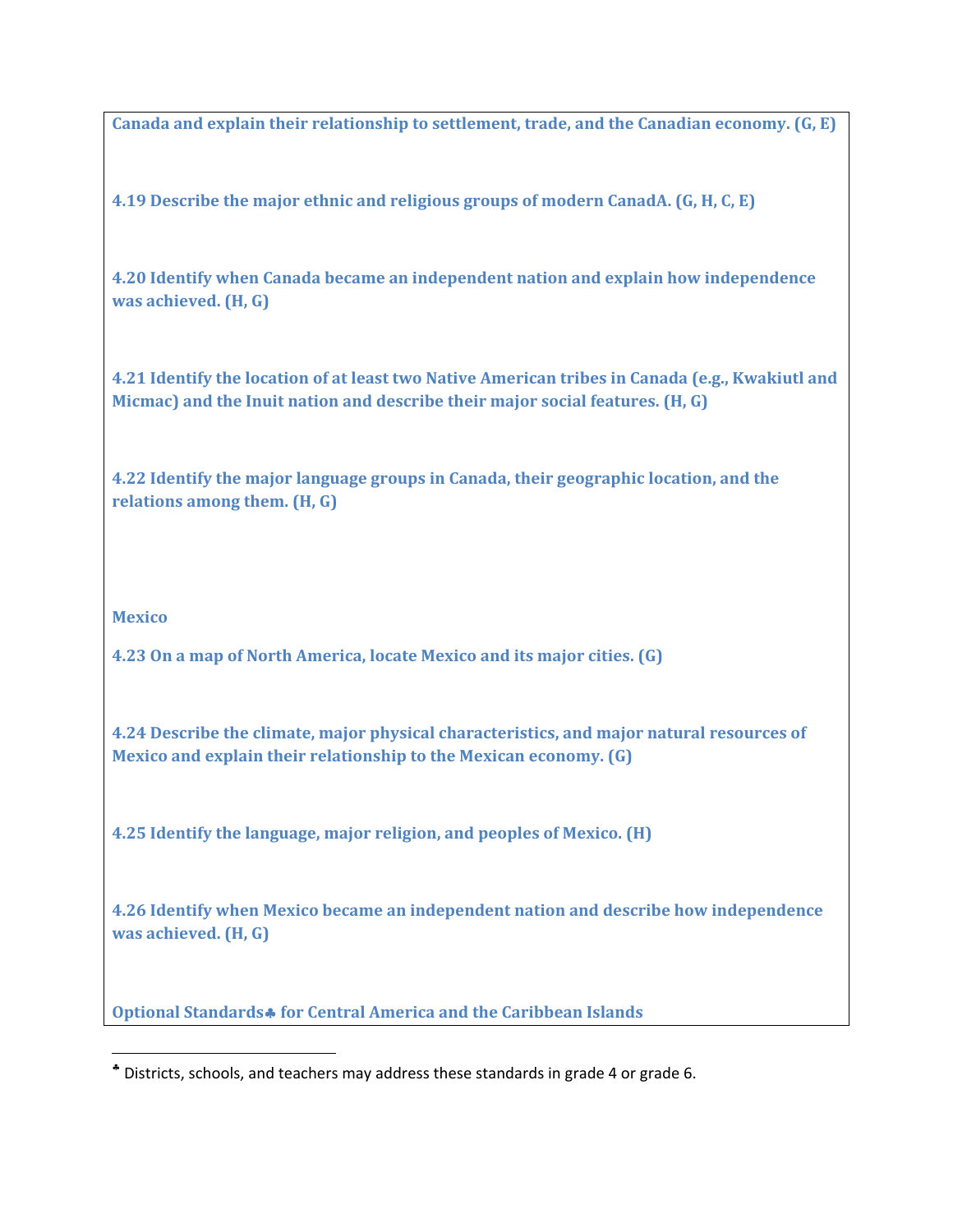**Canada and explain their relationship to settlement, trade, and the Canadian economy. (G, E)**

**4.19 Describe the major ethnic and religious groups of modern CanadA. (G, H, C, E)**

**4.20 Identify when Canada became an independent nation and explain how independence was achieved. (H, G)**

**4.21 Identify the location of at least two Native American tribes in Canada (e.g., Kwakiutl and Micmac) and the Inuit nation and describe their major social features. (H, G)**

**4.22 Identify the major language groups in Canada, their geographic location, and the relations among them. (H, G)**

**Mexico**

**4.23 On a map of North America, locate Mexico and its major cities. (G)**

**4.24 Describe the climate, major physical characteristics, and major natural resources of Mexico and explain their relationship to the Mexican economy. (G)**

**4.25 Identify the language, major religion, and peoples of Mexico. (H)**

**4.26 Identify when Mexico became an independent nation and describe how independence was achieved. (H, G)**

**Optional Standards♣ for Central America and the Caribbean Islands**

♣ Districts, schools, and teachers may address these standards in grade 4 or grade 6.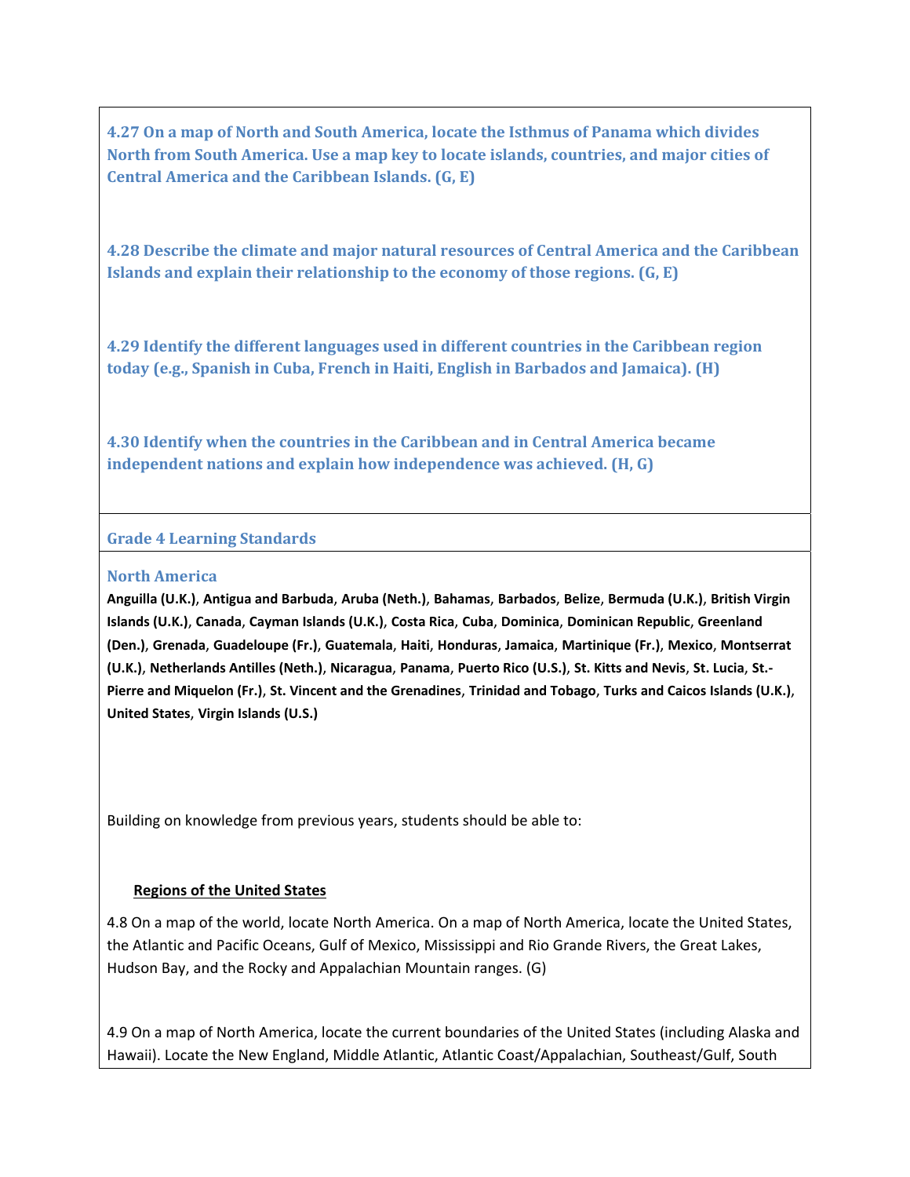**4.27 On a map of North and South America, locate the Isthmus of Panama which divides North from South America. Use a map key to locate islands, countries, and major cities of Central America and the Caribbean Islands. (G, E)**

**4.28 Describe the climate and major natural resources of Central America and the Caribbean Islands and explain their relationship to the economy of those regions. (G, E)**

**4.29 Identify the different languages used in different countries in the Caribbean region today (e.g., Spanish in Cuba, French in Haiti, English in Barbados and Jamaica). (H)**

**4.30 Identify when the countries in the Caribbean and in Central America became independent nations and explain how independence was achieved. (H, G)**

## Grade 4 Learning Standards

### North America

**Anguilla (U.K.), Antigua and Barbuda, Aruba (Neth.), Bahamas, Barbados, Belize, Bermuda (U.K.), British Virgin Islands (U.K.), Canada, Cayman Islands (U.K.), Costa Rica, Cuba, Dominica, Dominican Republic, Greenland (Den.), Grenada, Guadeloupe (Fr.), Guatemala, Haiti, Honduras, Jamaica, Martinique (Fr.), Mexico, Montserrat (U.K.), Netherlands Antilles (Neth.), Nicaragua, Panama, Puerto Rico (U.S.), St. Kitts and Nevis, St. Lucia, St.-Pierre and Miquelon (Fr.), St. Vincent and the Grenadines, Trinidad and Tobago, Turks and Caicos Islands (U.K.), United States, Virgin Islands (U.S.)**

Building on knowledge from previous years, students should be able to:

**Regions of the United States**

4.8 On a map of the world, locate North America. On a map of North America, locate the United States, the Atlantic and Pacific Oceans, Gulf of Mexico, Mississippi and Rio Grande Rivers, the Great Lakes, Hudson Bay, and the Rocky and Appalachian Mountain ranges. (G)

4.9 On a map of North America, locate the current boundaries of the United States (including Alaska and Hawaii). Locate the New England, Middle Atlantic, Atlantic Coast/Appalachian, Southeast/Gulf, South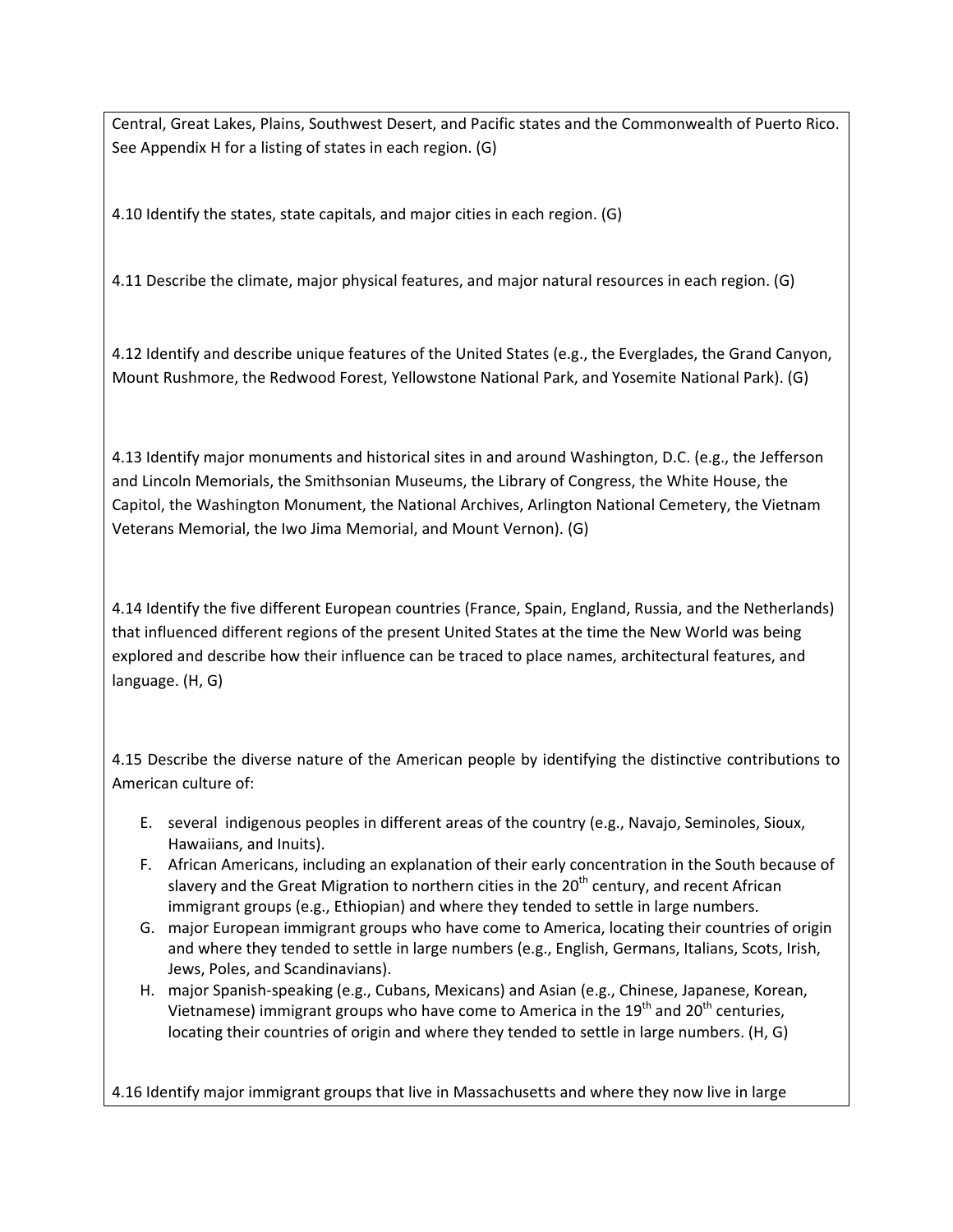Central, Great Lakes, Plains, Southwest Desert, and Pacific states and the Commonwealth of Puerto Rico. See Appendix H for a listing of states in each region. (G)

4.10 Identify the states, state capitals, and major cities in each region. (G)

4.11 Describe the climate, major physical features, and major natural resources in each region. (G)

4.12 Identify and describe unique features of the United States (e.g., the Everglades, the Grand Canyon, Mount Rushmore, the Redwood Forest, Yellowstone National Park, and Yosemite National Park). (G)

4.13 Identify major monuments and historical sites in and around Washington, D.C. (e.g., the Jefferson and Lincoln Memorials, the Smithsonian Museums, the Library of Congress, the White House, the Capitol, the Washington Monument, the National Archives, Arlington National Cemetery, the Vietnam Veterans Memorial, the Iwo Jima Memorial, and Mount Vernon). (G)

4.14 Identify the five different European countries (France, Spain, England, Russia, and the Netherlands) that influenced different regions of the present United States at the time the New World was being explored and describe how their influence can be traced to place names, architectural features, and language. (H, G)

4.15 Describe the diverse nature of the American people by identifying the distinctive contributions to American culture of:

E. several indigenous peoples in different areas of the country (e.g., Navajo, Seminoles, Sioux, Hawaiians, and Inuits).
F. African Americans, including an explanation of their early concentration in the South because of slavery and the Great Migration to northern cities in the 20th century, and recent African immigrant groups (e.g., Ethiopian) and where they tended to settle in large numbers.
G. major European immigrant groups who have come to America, locating their countries of origin and where they tended to settle in large numbers (e.g., English, Germans, Italians, Scots, Irish, Jews, Poles, and Scandinavians).
H. major Spanish-speaking (e.g., Cubans, Mexicans) and Asian (e.g., Chinese, Japanese, Korean, Vietnamese) immigrant groups who have come to America in the 19th and 20th centuries, locating their countries of origin and where they tended to settle in large numbers. (H, G)

4.16 Identify major immigrant groups that live in Massachusetts and where they now live in large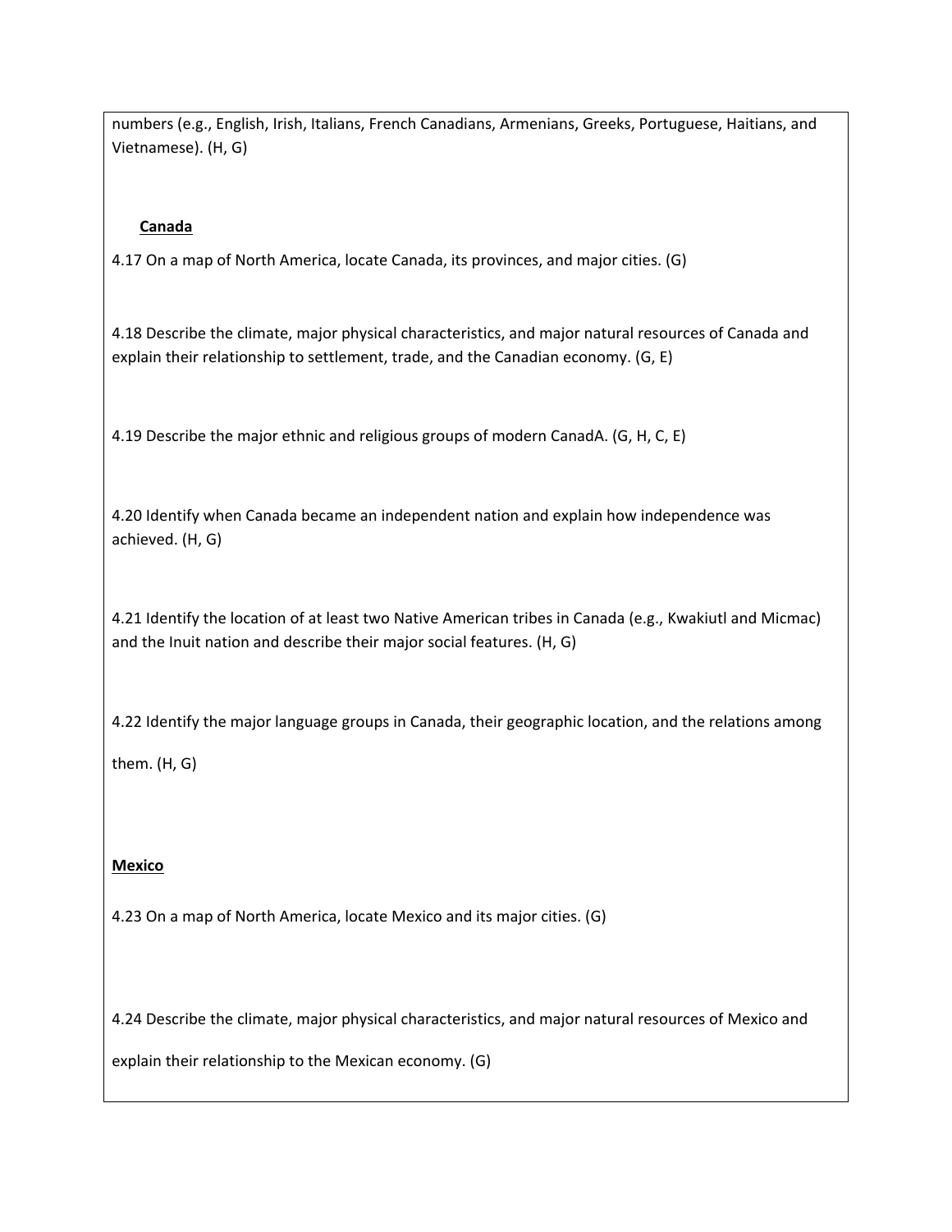numbers (e.g., English, Irish, Italians, French Canadians, Armenians, Greeks, Portuguese, Haitians, and Vietnamese). (H, G)

**Canada**

4.17 On a map of North America, locate Canada, its provinces, and major cities. (G)

4.18 Describe the climate, major physical characteristics, and major natural resources of Canada and explain their relationship to settlement, trade, and the Canadian economy. (G, E)

4.19 Describe the major ethnic and religious groups of modern CanadA. (G, H, C, E)

4.20 Identify when Canada became an independent nation and explain how independence was achieved. (H, G)

4.21 Identify the location of at least two Native American tribes in Canada (e.g., Kwakiutl and Micmac) and the Inuit nation and describe their major social features. (H, G)

4.22 Identify the major language groups in Canada, their geographic location, and the relations among them. (H, G)

**Mexico**

4.23 On a map of North America, locate Mexico and its major cities. (G)

4.24 Describe the climate, major physical characteristics, and major natural resources of Mexico and explain their relationship to the Mexican economy. (G)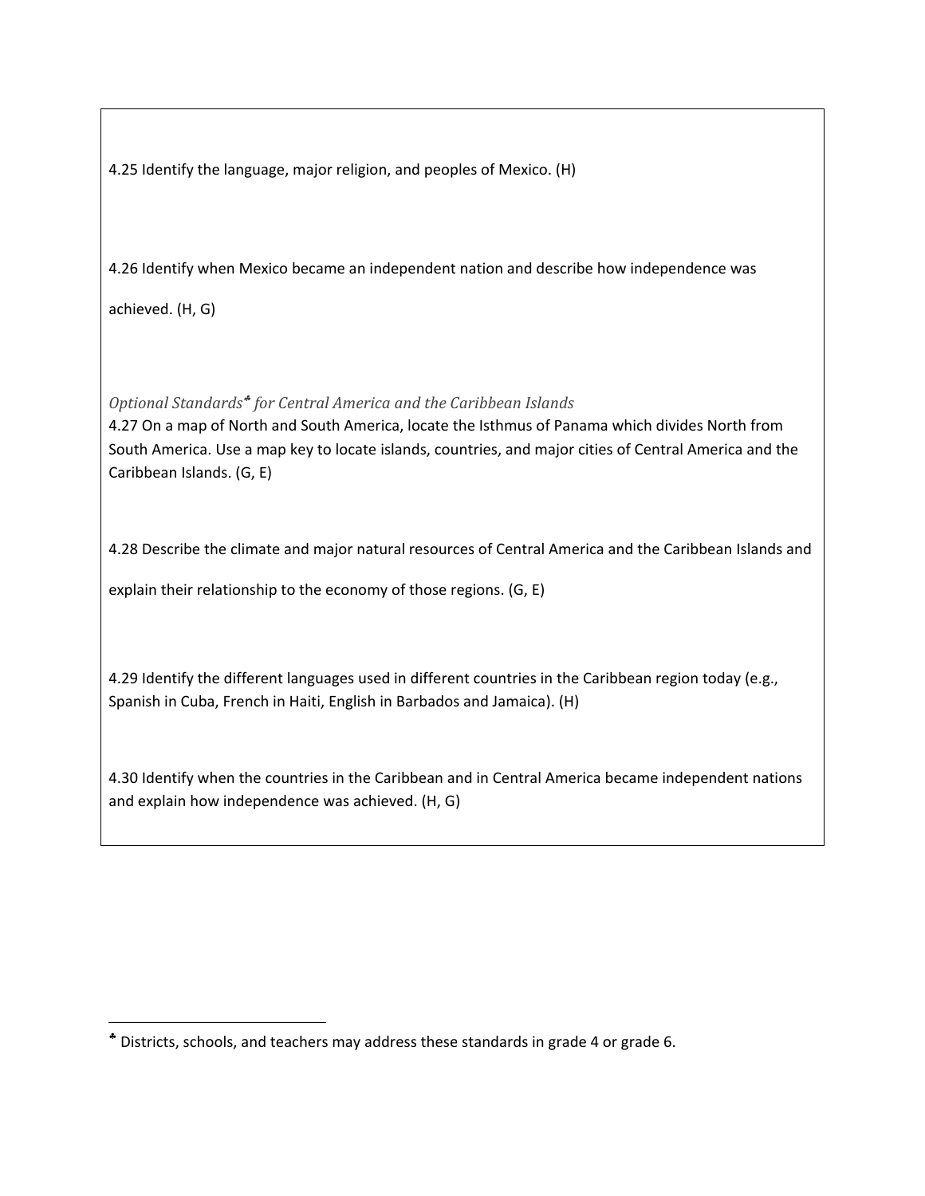4.25 Identify the language, major religion, and peoples of Mexico. (H)

4.26 Identify when Mexico became an independent nation and describe how independence was achieved. (H, G)

*Optional Standards*[♣] *for Central America and the Caribbean Islands*

4.27 On a map of North and South America, locate the Isthmus of Panama which divides North from South America. Use a map key to locate islands, countries, and major cities of Central America and the Caribbean Islands. (G, E)

4.28 Describe the climate and major natural resources of Central America and the Caribbean Islands and explain their relationship to the economy of those regions. (G, E)

4.29 Identify the different languages used in different countries in the Caribbean region today (e.g., Spanish in Cuba, French in Haiti, English in Barbados and Jamaica). (H)

4.30 Identify when the countries in the Caribbean and in Central America became independent nations and explain how independence was achieved. (H, G)

---

[♣] Districts, schools, and teachers may address these standards in grade 4 or grade 6.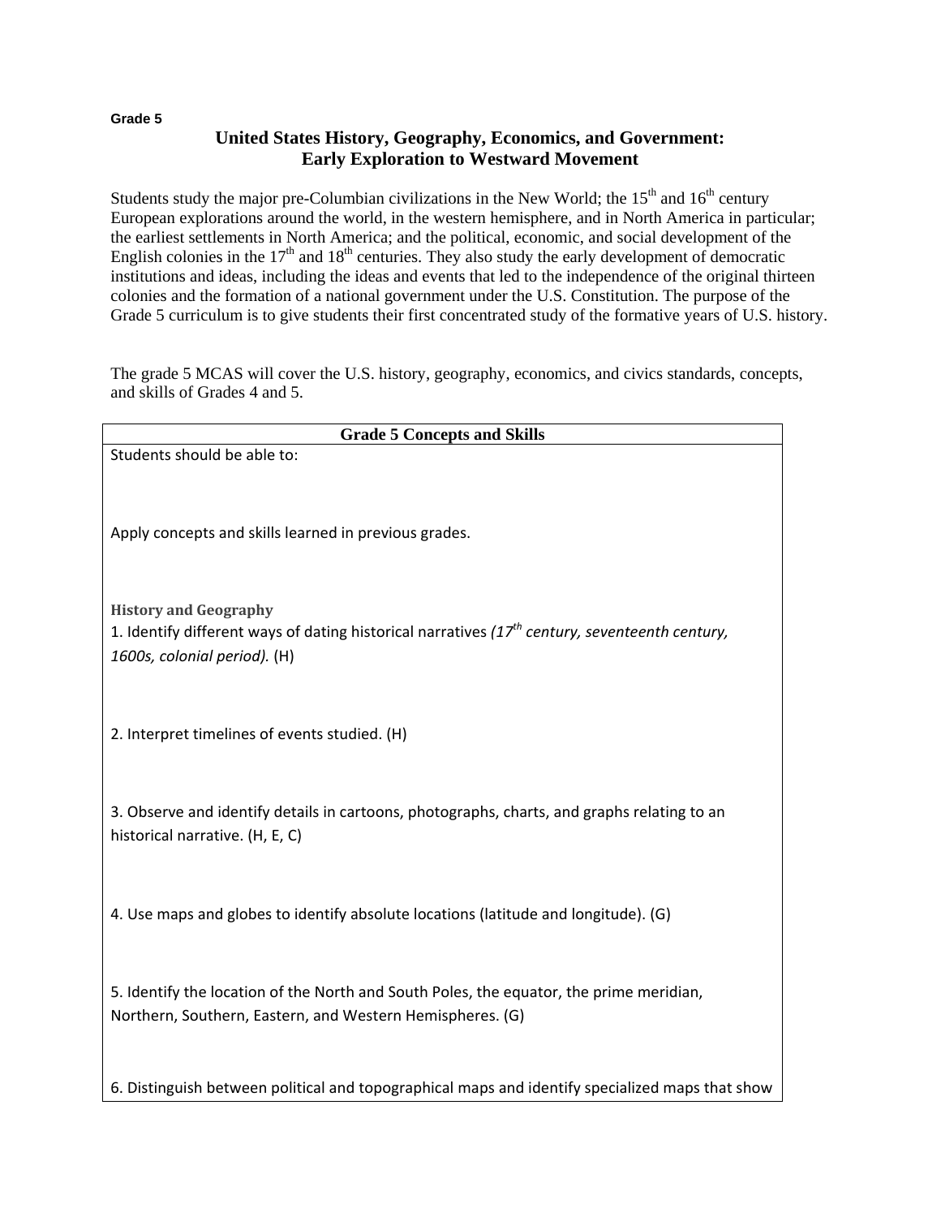**Grade 5**

## United States History, Geography, Economics, and Government: Early Exploration to Westward Movement

Students study the major pre-Columbian civilizations in the New World; the $15^{th}$ and $16^{th}$ century European explorations around the world, in the western hemisphere, and in North America in particular; the earliest settlements in North America; and the political, economic, and social development of the English colonies in the $17^{th}$ and $18^{th}$ centuries. They also study the early development of democratic institutions and ideas, including the ideas and events that led to the independence of the original thirteen colonies and the formation of a national government under the U.S. Constitution. The purpose of the Grade 5 curriculum is to give students their first concentrated study of the formative years of U.S. history.

The grade 5 MCAS will cover the U.S. history, geography, economics, and civics standards, concepts, and skills of Grades 4 and 5.

| Grade 5 Concepts and Skills |
|---|
| Students should be able to:<br><br>Apply concepts and skills learned in previous grades.<br><br>**History and Geography**<br>1. Identify different ways of dating historical narratives *($17^{th}$ century, seventeenth century, 1600s, colonial period).* (H)<br><br>2. Interpret timelines of events studied. (H)<br><br>3. Observe and identify details in cartoons, photographs, charts, and graphs relating to an historical narrative. (H, E, C)<br><br>4. Use maps and globes to identify absolute locations (latitude and longitude). (G)<br><br>5. Identify the location of the North and South Poles, the equator, the prime meridian, Northern, Southern, Eastern, and Western Hemispheres. (G)<br><br>6. Distinguish between political and topographical maps and identify specialized maps that show |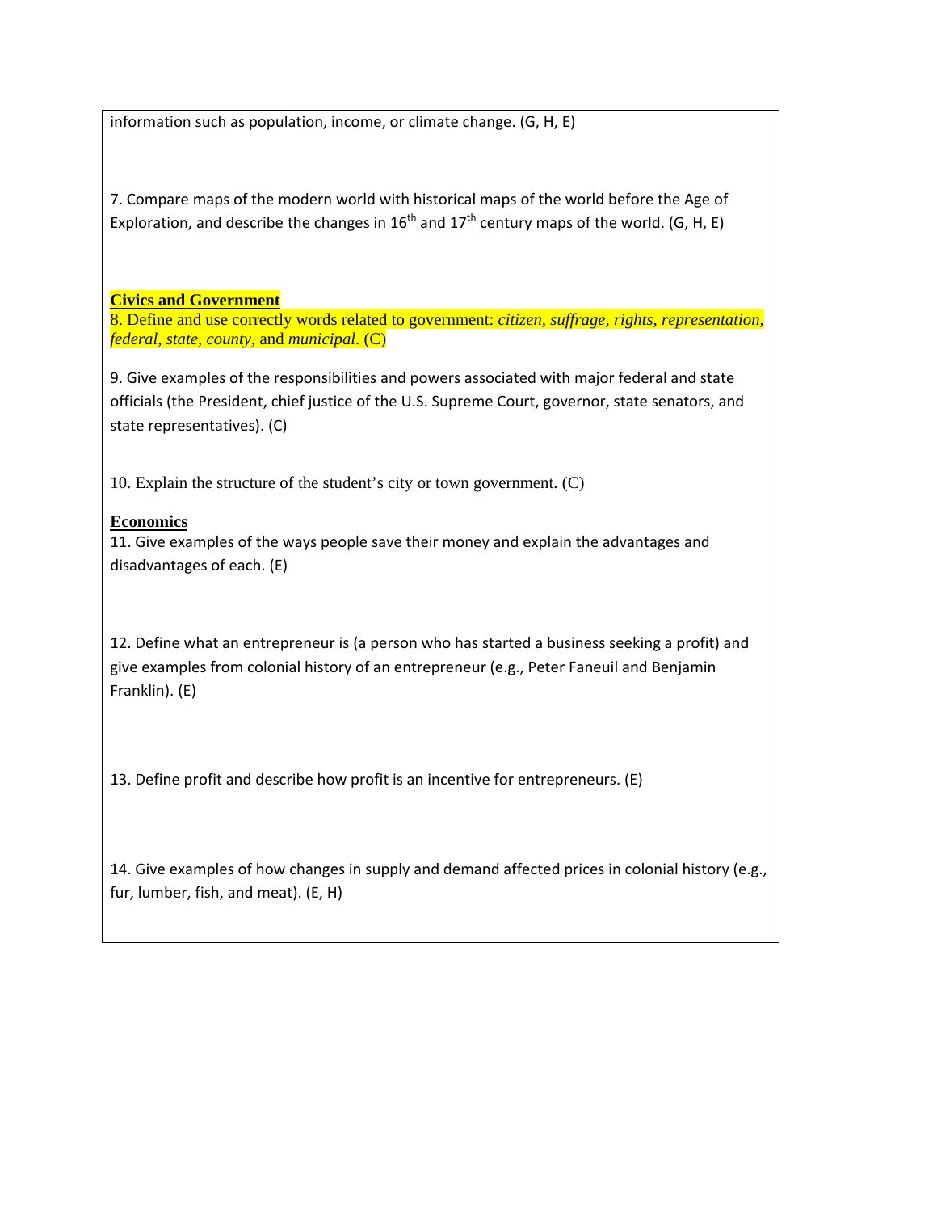information such as population, income, or climate change. (G, H, E)

7. Compare maps of the modern world with historical maps of the world before the Age of Exploration, and describe the changes in 16th and 17th century maps of the world. (G, H, E)

**Civics and Government**

8. Define and use correctly words related to government: *citizen, suffrage, rights, representation, federal, state, county,* and *municipal*. (C)

9. Give examples of the responsibilities and powers associated with major federal and state officials (the President, chief justice of the U.S. Supreme Court, governor, state senators, and state representatives). (C)

10. Explain the structure of the student's city or town government. (C)

**Economics**

11. Give examples of the ways people save their money and explain the advantages and disadvantages of each. (E)

12. Define what an entrepreneur is (a person who has started a business seeking a profit) and give examples from colonial history of an entrepreneur (e.g., Peter Faneuil and Benjamin Franklin). (E)

13. Define profit and describe how profit is an incentive for entrepreneurs. (E)

14. Give examples of how changes in supply and demand affected prices in colonial history (e.g., fur, lumber, fish, and meat). (E, H)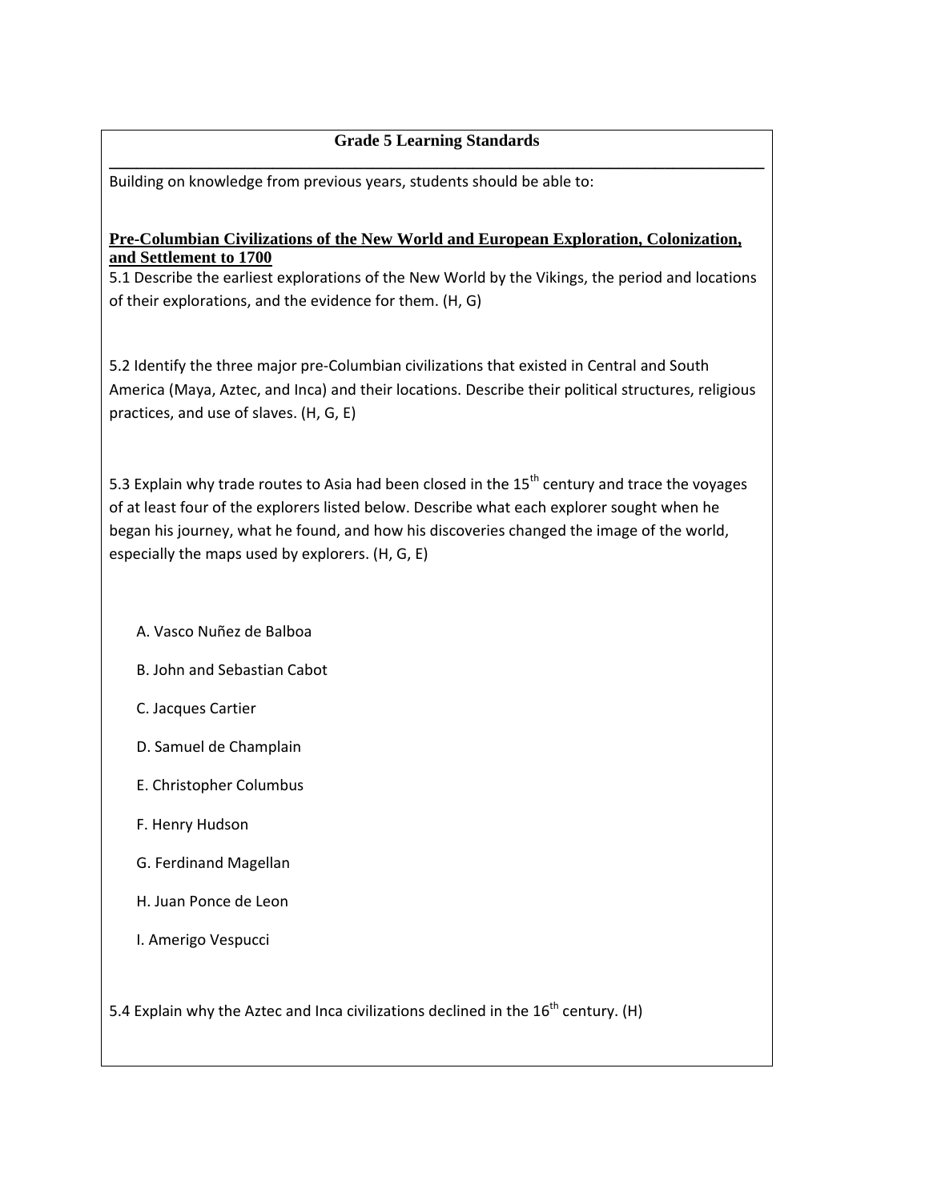## Grade 5 Learning Standards

Building on knowledge from previous years, students should be able to:

**Pre-Columbian Civilizations of the New World and European Exploration, Colonization, and Settlement to 1700**

5.1 Describe the earliest explorations of the New World by the Vikings, the period and locations of their explorations, and the evidence for them. (H, G)

5.2 Identify the three major pre-Columbian civilizations that existed in Central and South America (Maya, Aztec, and Inca) and their locations. Describe their political structures, religious practices, and use of slaves. (H, G, E)

5.3 Explain why trade routes to Asia had been closed in the 15th century and trace the voyages of at least four of the explorers listed below. Describe what each explorer sought when he began his journey, what he found, and how his discoveries changed the image of the world, especially the maps used by explorers. (H, G, E)

A. Vasco Nuñez de Balboa

B. John and Sebastian Cabot

C. Jacques Cartier

D. Samuel de Champlain

E. Christopher Columbus

F. Henry Hudson

G. Ferdinand Magellan

H. Juan Ponce de Leon

I. Amerigo Vespucci

5.4 Explain why the Aztec and Inca civilizations declined in the 16th century. (H)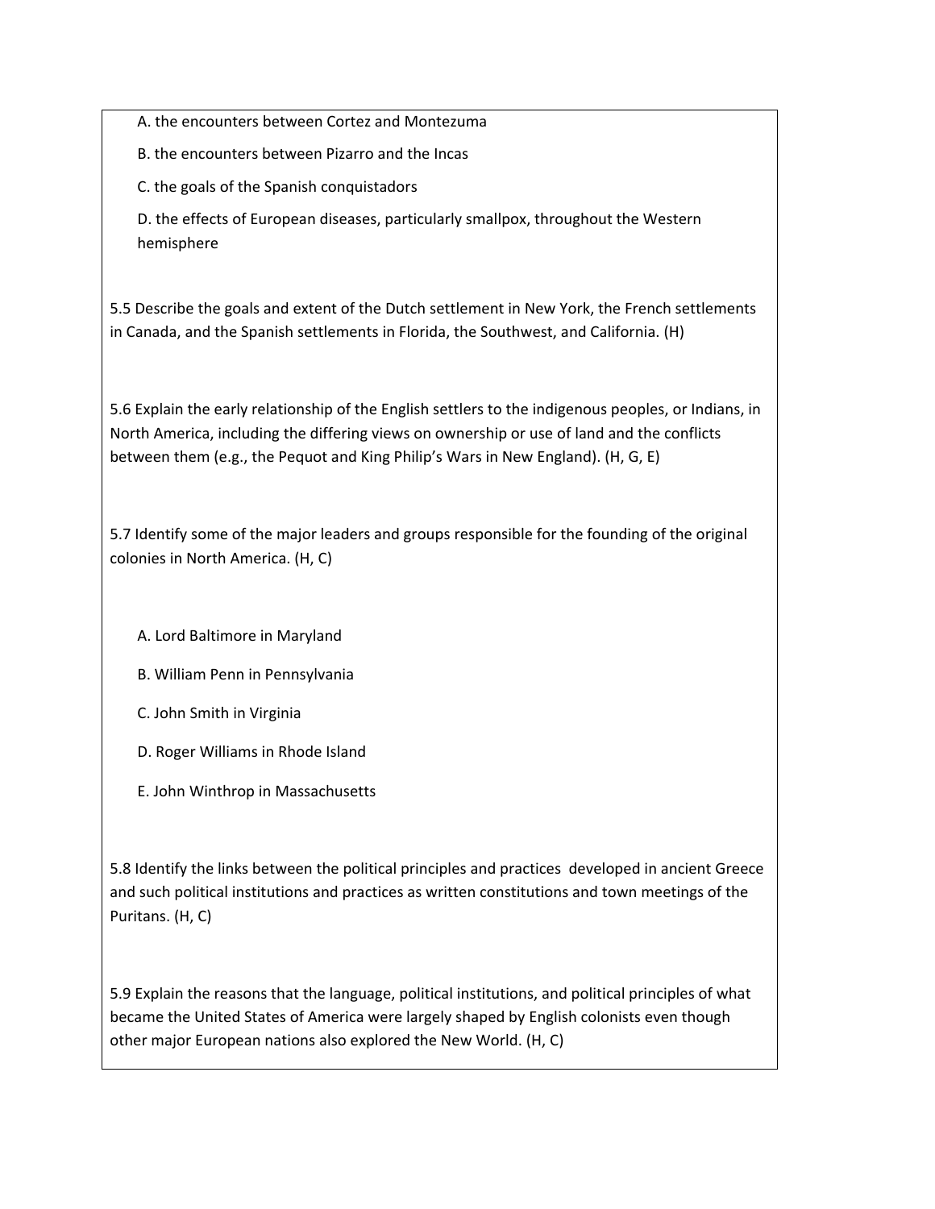A. the encounters between Cortez and Montezuma

B. the encounters between Pizarro and the Incas

C. the goals of the Spanish conquistadors

D. the effects of European diseases, particularly smallpox, throughout the Western hemisphere

5.5 Describe the goals and extent of the Dutch settlement in New York, the French settlements in Canada, and the Spanish settlements in Florida, the Southwest, and California. (H)

5.6 Explain the early relationship of the English settlers to the indigenous peoples, or Indians, in North America, including the differing views on ownership or use of land and the conflicts between them (e.g., the Pequot and King Philip's Wars in New England). (H, G, E)

5.7 Identify some of the major leaders and groups responsible for the founding of the original colonies in North America. (H, C)

A. Lord Baltimore in Maryland

B. William Penn in Pennsylvania

C. John Smith in Virginia

D. Roger Williams in Rhode Island

E. John Winthrop in Massachusetts

5.8 Identify the links between the political principles and practices developed in ancient Greece and such political institutions and practices as written constitutions and town meetings of the Puritans. (H, C)

5.9 Explain the reasons that the language, political institutions, and political principles of what became the United States of America were largely shaped by English colonists even though other major European nations also explored the New World. (H, C)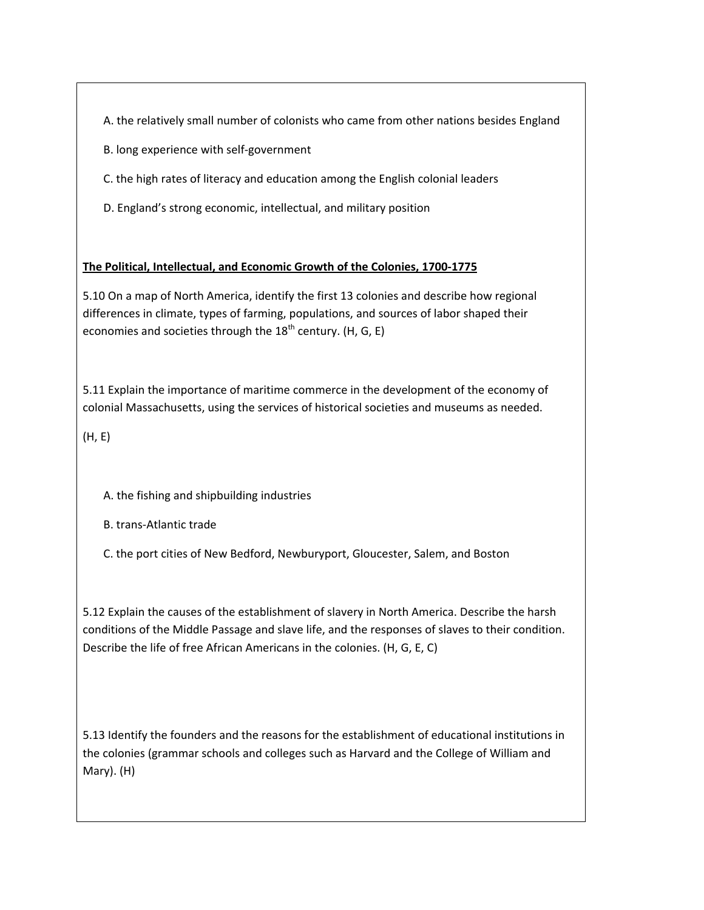A. the relatively small number of colonists who came from other nations besides England

B. long experience with self-government

C. the high rates of literacy and education among the English colonial leaders

D. England's strong economic, intellectual, and military position

**<u>The Political, Intellectual, and Economic Growth of the Colonies, 1700-1775</u>**

5.10 On a map of North America, identify the first 13 colonies and describe how regional differences in climate, types of farming, populations, and sources of labor shaped their economies and societies through the 18th century. (H, G, E)

5.11 Explain the importance of maritime commerce in the development of the economy of colonial Massachusetts, using the services of historical societies and museums as needed.

(H, E)

A. the fishing and shipbuilding industries

B. trans-Atlantic trade

C. the port cities of New Bedford, Newburyport, Gloucester, Salem, and Boston

5.12 Explain the causes of the establishment of slavery in North America. Describe the harsh conditions of the Middle Passage and slave life, and the responses of slaves to their condition. Describe the life of free African Americans in the colonies. (H, G, E, C)

5.13 Identify the founders and the reasons for the establishment of educational institutions in the colonies (grammar schools and colleges such as Harvard and the College of William and Mary). (H)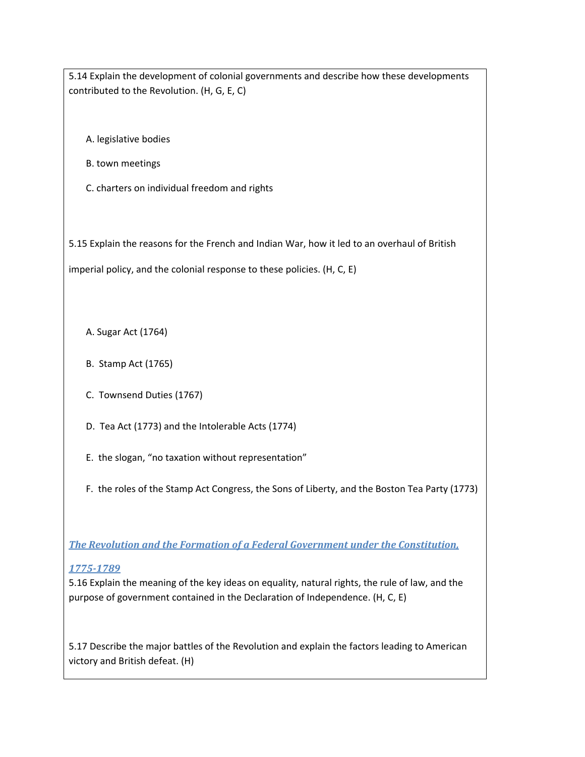5.14 Explain the development of colonial governments and describe how these developments contributed to the Revolution. (H, G, E, C)

A. legislative bodies

B. town meetings

C. charters on individual freedom and rights

5.15 Explain the reasons for the French and Indian War, how it led to an overhaul of British imperial policy, and the colonial response to these policies. (H, C, E)

A. Sugar Act (1764)

B. Stamp Act (1765)

C. Townsend Duties (1767)

D. Tea Act (1773) and the Intolerable Acts (1774)

E. the slogan, "no taxation without representation"

F. the roles of the Stamp Act Congress, the Sons of Liberty, and the Boston Tea Party (1773)

***The Revolution and the Formation of a Federal Government under the Constitution, 1775-1789***

5.16 Explain the meaning of the key ideas on equality, natural rights, the rule of law, and the purpose of government contained in the Declaration of Independence. (H, C, E)

5.17 Describe the major battles of the Revolution and explain the factors leading to American victory and British defeat. (H)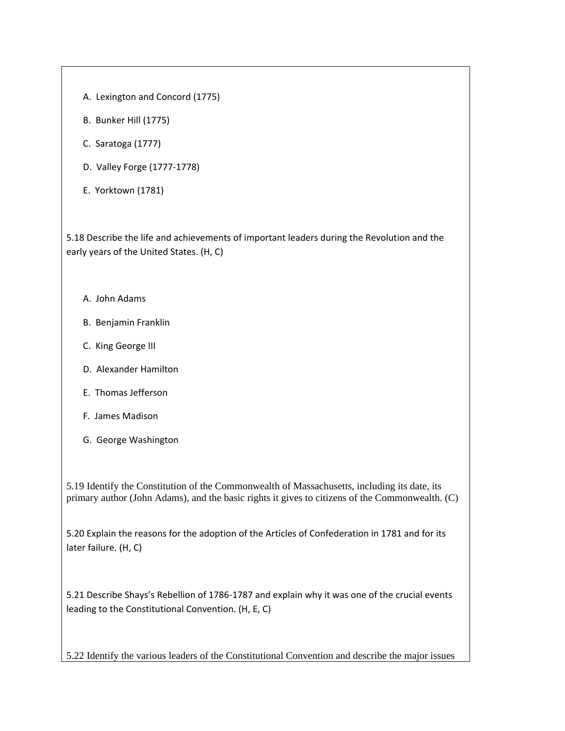A. Lexington and Concord (1775)

B. Bunker Hill (1775)

C. Saratoga (1777)

D. Valley Forge (1777-1778)

E. Yorktown (1781)

5.18 Describe the life and achievements of important leaders during the Revolution and the early years of the United States. (H, C)

A. John Adams

B. Benjamin Franklin

C. King George III

D. Alexander Hamilton

E. Thomas Jefferson

F. James Madison

G. George Washington

5.19 Identify the Constitution of the Commonwealth of Massachusetts, including its date, its primary author (John Adams), and the basic rights it gives to citizens of the Commonwealth. (C)

5.20 Explain the reasons for the adoption of the Articles of Confederation in 1781 and for its later failure. (H, C)

5.21 Describe Shays's Rebellion of 1786-1787 and explain why it was one of the crucial events leading to the Constitutional Convention. (H, E, C)

5.22 Identify the various leaders of the Constitutional Convention and describe the major issues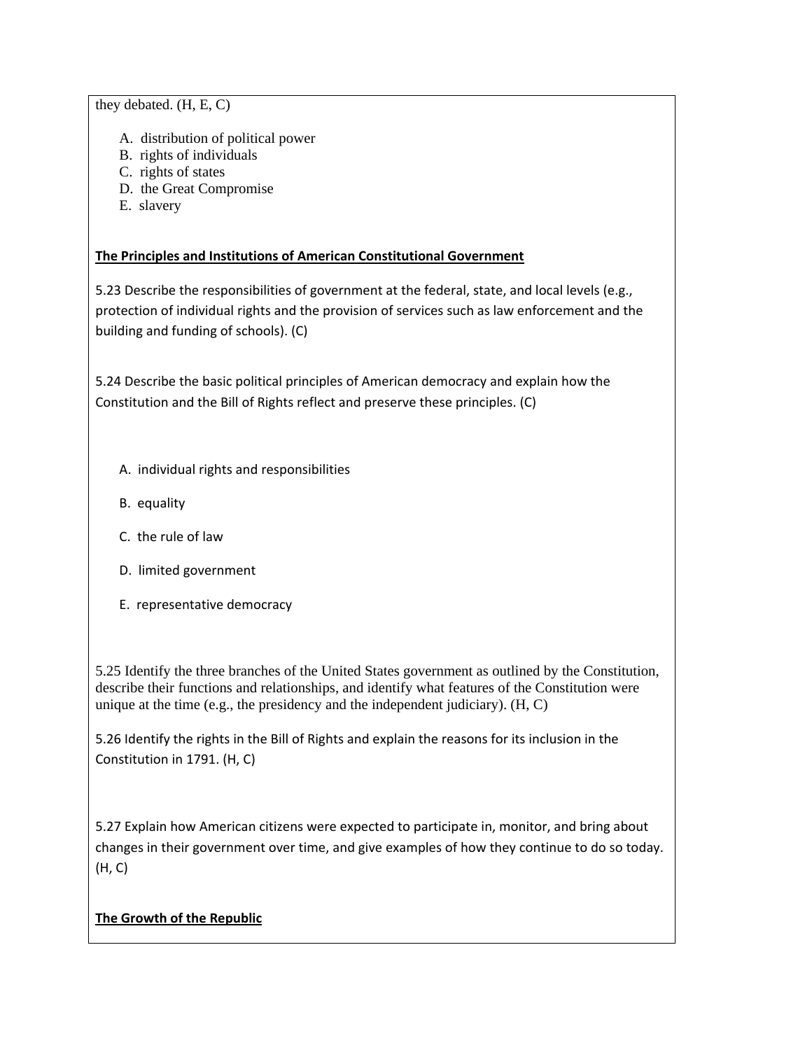they debated. (H, E, C)

A. distribution of political power
B. rights of individuals
C. rights of states
D. the Great Compromise
E. slavery

**The Principles and Institutions of American Constitutional Government**

5.23 Describe the responsibilities of government at the federal, state, and local levels (e.g., protection of individual rights and the provision of services such as law enforcement and the building and funding of schools). (C)

5.24 Describe the basic political principles of American democracy and explain how the Constitution and the Bill of Rights reflect and preserve these principles. (C)

A. individual rights and responsibilities
B. equality
C. the rule of law
D. limited government
E. representative democracy

5.25 Identify the three branches of the United States government as outlined by the Constitution, describe their functions and relationships, and identify what features of the Constitution were unique at the time (e.g., the presidency and the independent judiciary). (H, C)

5.26 Identify the rights in the Bill of Rights and explain the reasons for its inclusion in the Constitution in 1791. (H, C)

5.27 Explain how American citizens were expected to participate in, monitor, and bring about changes in their government over time, and give examples of how they continue to do so today. (H, C)

**The Growth of the Republic**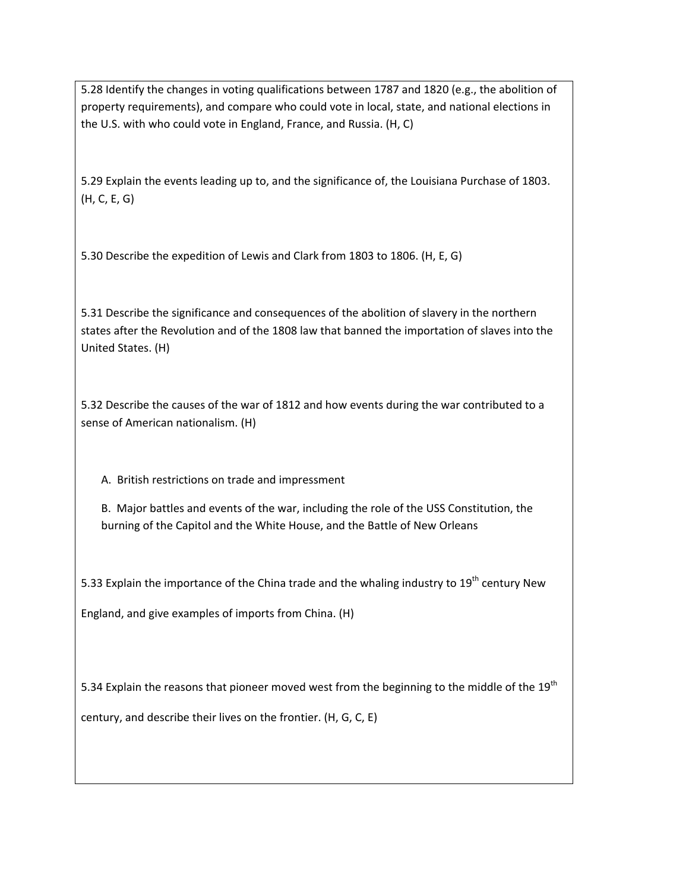5.28 Identify the changes in voting qualifications between 1787 and 1820 (e.g., the abolition of property requirements), and compare who could vote in local, state, and national elections in the U.S. with who could vote in England, France, and Russia. (H, C)

5.29 Explain the events leading up to, and the significance of, the Louisiana Purchase of 1803. (H, C, E, G)

5.30 Describe the expedition of Lewis and Clark from 1803 to 1806. (H, E, G)

5.31 Describe the significance and consequences of the abolition of slavery in the northern states after the Revolution and of the 1808 law that banned the importation of slaves into the United States. (H)

5.32 Describe the causes of the war of 1812 and how events during the war contributed to a sense of American nationalism. (H)

A. British restrictions on trade and impressment

B. Major battles and events of the war, including the role of the USS Constitution, the burning of the Capitol and the White House, and the Battle of New Orleans

5.33 Explain the importance of the China trade and the whaling industry to 19th century New England, and give examples of imports from China. (H)

5.34 Explain the reasons that pioneer moved west from the beginning to the middle of the 19th century, and describe their lives on the frontier. (H, G, C, E)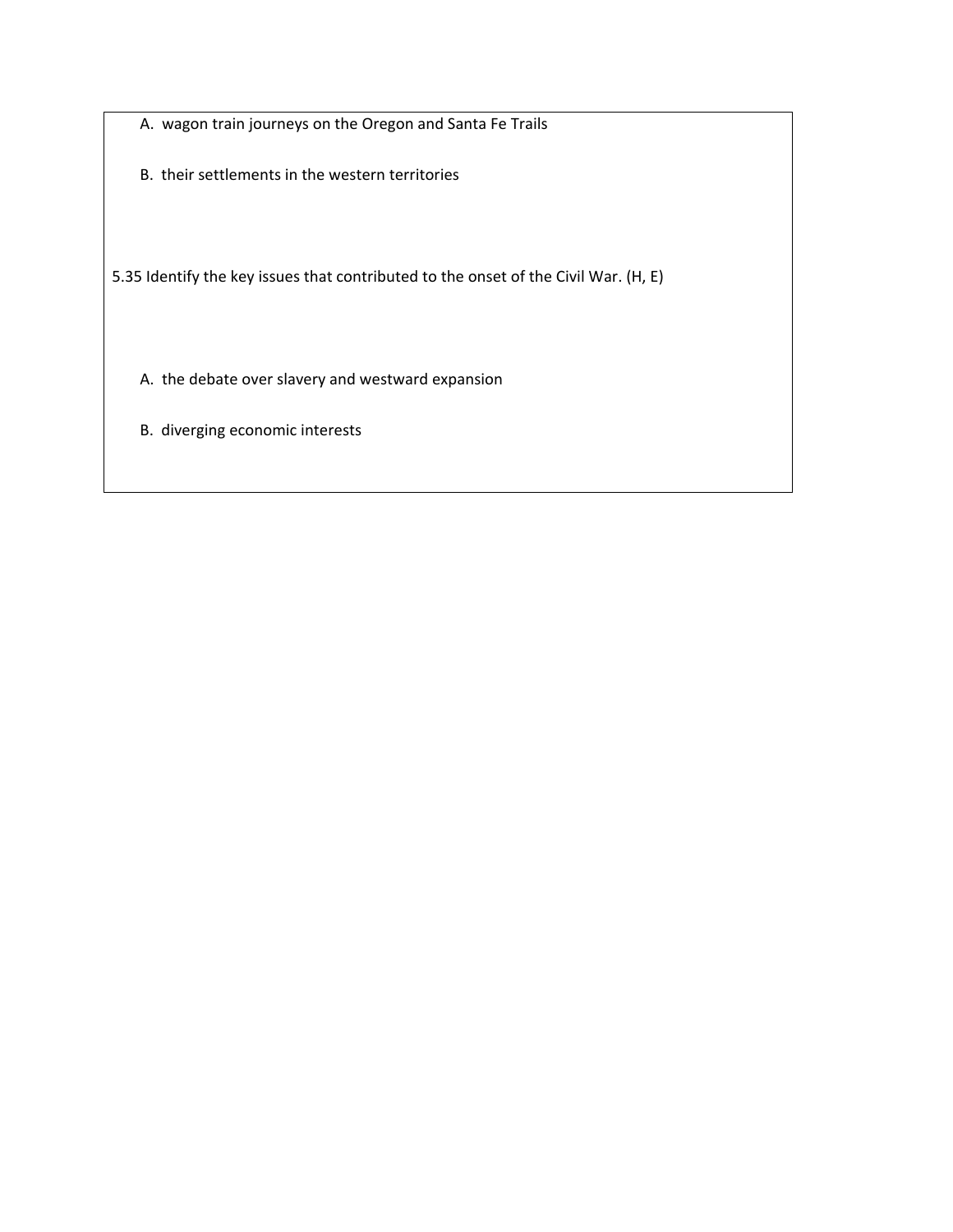A. wagon train journeys on the Oregon and Santa Fe Trails

B. their settlements in the western territories

5.35 Identify the key issues that contributed to the onset of the Civil War. (H, E)

A. the debate over slavery and westward expansion

B. diverging economic interests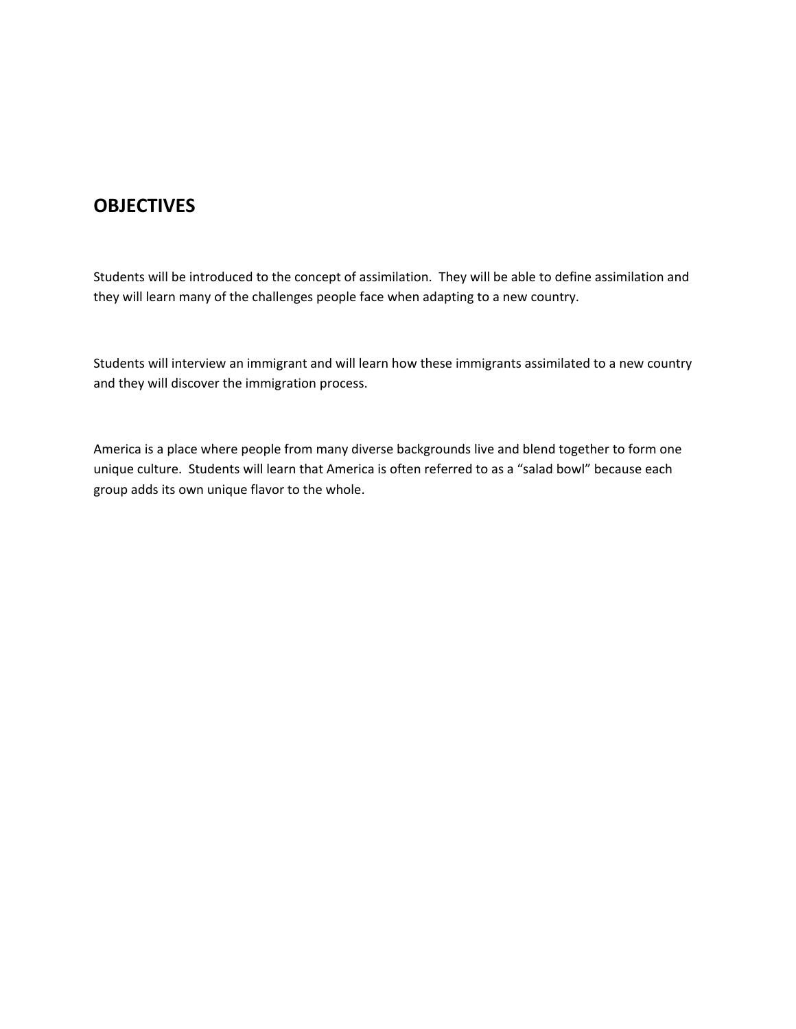## OBJECTIVES

Students will be introduced to the concept of assimilation. They will be able to define assimilation and they will learn many of the challenges people face when adapting to a new country.

Students will interview an immigrant and will learn how these immigrants assimilated to a new country and they will discover the immigration process.

America is a place where people from many diverse backgrounds live and blend together to form one unique culture. Students will learn that America is often referred to as a "salad bowl" because each group adds its own unique flavor to the whole.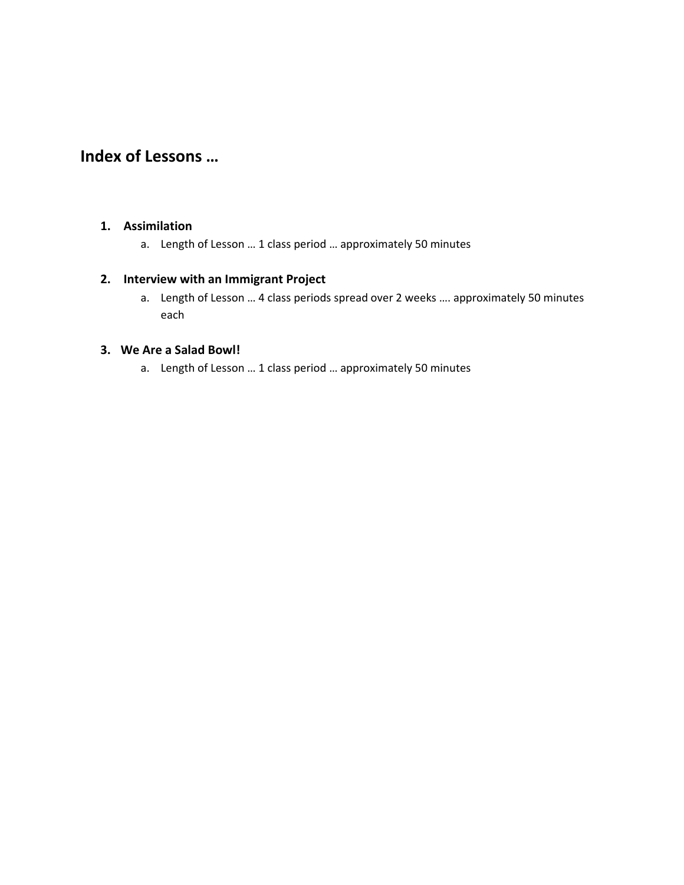## Index of Lessons …

1. **Assimilation**
   a. Length of Lesson … 1 class period … approximately 50 minutes

2. **Interview with an Immigrant Project**
   a. Length of Lesson … 4 class periods spread over 2 weeks …. approximately 50 minutes each

3. **We Are a Salad Bowl!**
   a. Length of Lesson … 1 class period … approximately 50 minutes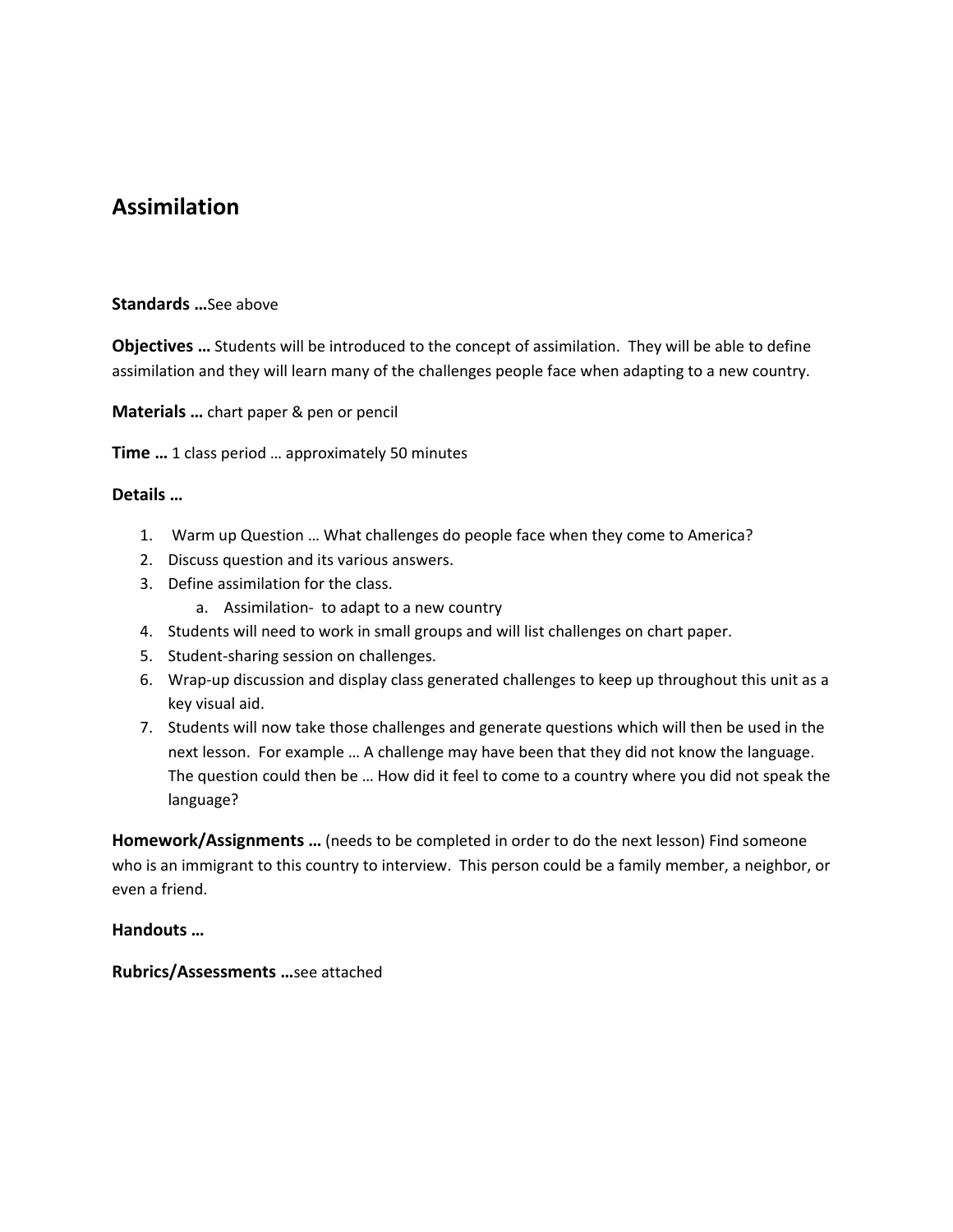# Assimilation

**Standards …**See above

**Objectives …** Students will be introduced to the concept of assimilation. They will be able to define assimilation and they will learn many of the challenges people face when adapting to a new country.

**Materials …** chart paper & pen or pencil

**Time …** 1 class period … approximately 50 minutes

**Details …**

1. Warm up Question … What challenges do people face when they come to America?
2. Discuss question and its various answers.
3. Define assimilation for the class.
   a. Assimilation- to adapt to a new country
4. Students will need to work in small groups and will list challenges on chart paper.
5. Student-sharing session on challenges.
6. Wrap-up discussion and display class generated challenges to keep up throughout this unit as a key visual aid.
7. Students will now take those challenges and generate questions which will then be used in the next lesson. For example … A challenge may have been that they did not know the language. The question could then be … How did it feel to come to a country where you did not speak the language?

**Homework/Assignments …** (needs to be completed in order to do the next lesson) Find someone who is an immigrant to this country to interview. This person could be a family member, a neighbor, or even a friend.

**Handouts …**

**Rubrics/Assessments …**see attached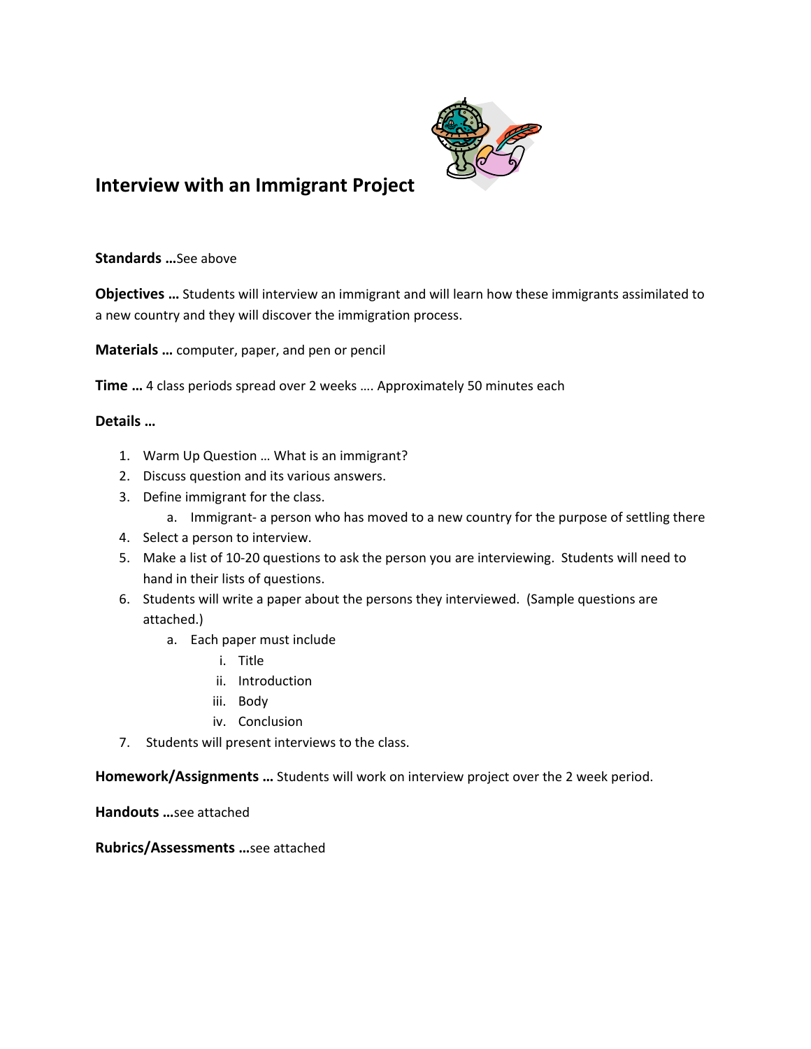# Interview with an Immigrant Project

**Standards …**See above

**Objectives …** Students will interview an immigrant and will learn how these immigrants assimilated to a new country and they will discover the immigration process.

**Materials …** computer, paper, and pen or pencil

**Time …** 4 class periods spread over 2 weeks …. Approximately 50 minutes each

**Details …**

1. Warm Up Question … What is an immigrant?
2. Discuss question and its various answers.
3. Define immigrant for the class.
   a. Immigrant- a person who has moved to a new country for the purpose of settling there
4. Select a person to interview.
5. Make a list of 10-20 questions to ask the person you are interviewing. Students will need to hand in their lists of questions.
6. Students will write a paper about the persons they interviewed. (Sample questions are attached.)
   a. Each paper must include
      i. Title
      ii. Introduction
      iii. Body
      iv. Conclusion
7. Students will present interviews to the class.

**Homework/Assignments …** Students will work on interview project over the 2 week period.

**Handouts …**see attached

**Rubrics/Assessments …**see attached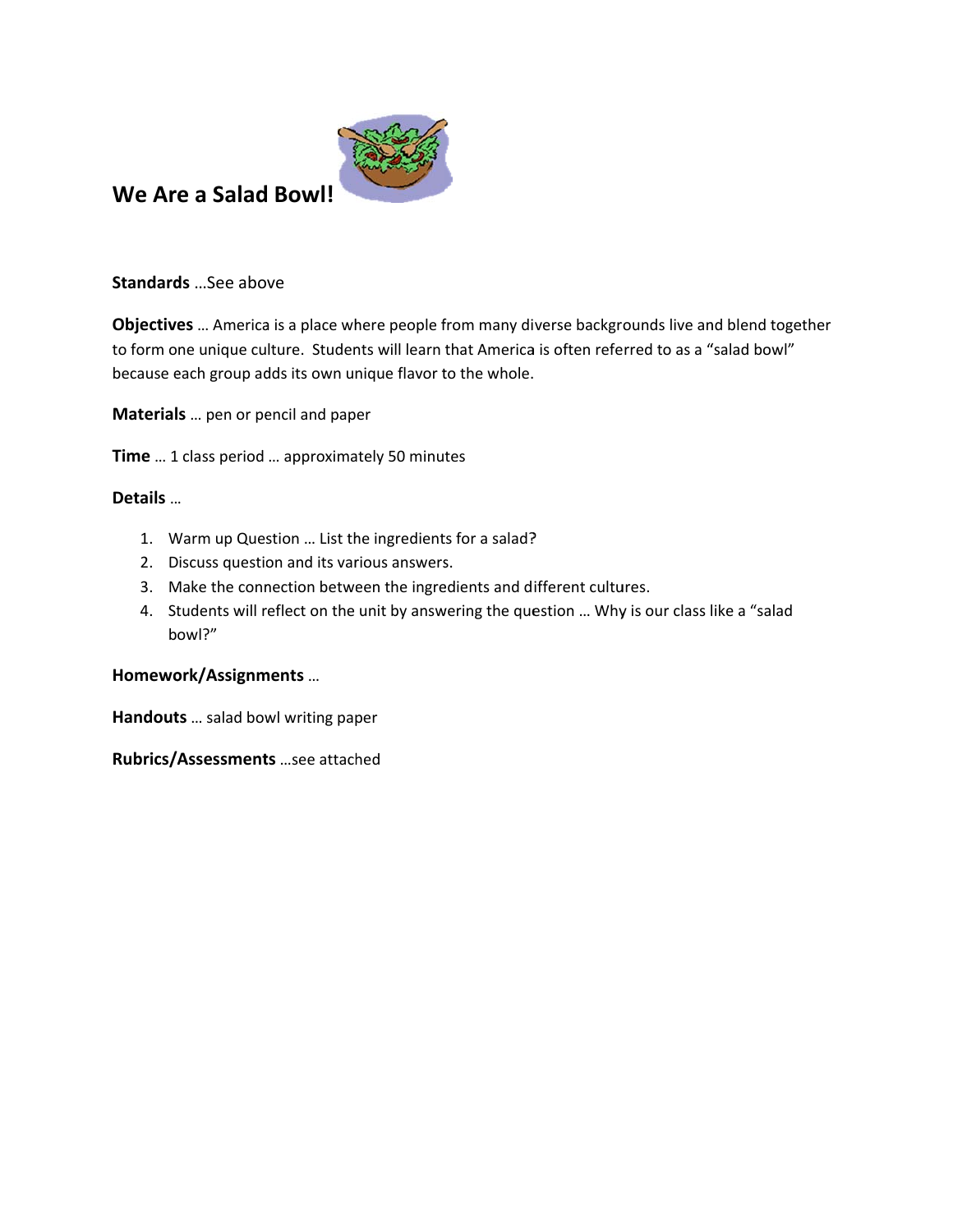## We Are a Salad Bowl!

**Standards** …See above

**Objectives** … America is a place where people from many diverse backgrounds live and blend together to form one unique culture. Students will learn that America is often referred to as a "salad bowl" because each group adds its own unique flavor to the whole.

**Materials** … pen or pencil and paper

**Time** … 1 class period … approximately 50 minutes

**Details** …

1. Warm up Question … List the ingredients for a salad?
2. Discuss question and its various answers.
3. Make the connection between the ingredients and different cultures.
4. Students will reflect on the unit by answering the question … Why is our class like a "salad bowl?"

**Homework/Assignments** …

**Handouts** … salad bowl writing paper

**Rubrics/Assessments** …see attached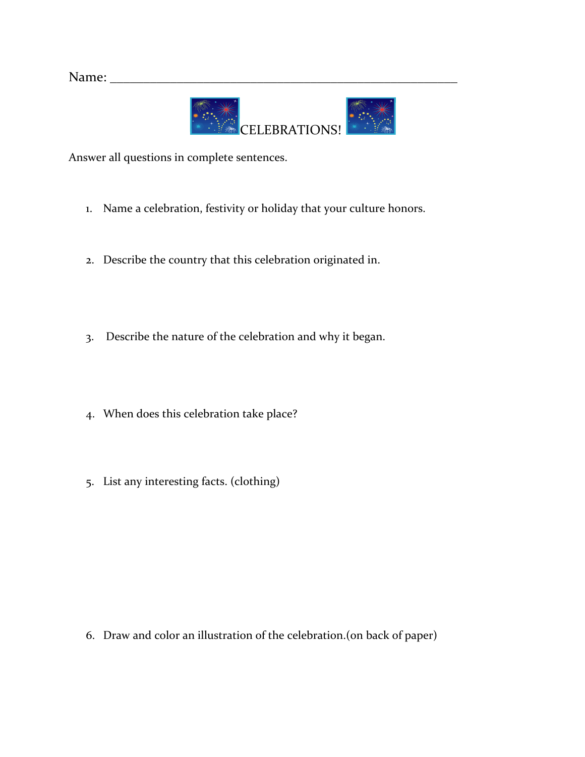Name: ___________________________________________________

# CELEBRATIONS!

Answer all questions in complete sentences.

1. Name a celebration, festivity or holiday that your culture honors.

2. Describe the country that this celebration originated in.

3. Describe the nature of the celebration and why it began.

4. When does this celebration take place?

5. List any interesting facts. (clothing)

6. Draw and color an illustration of the celebration.(on back of paper)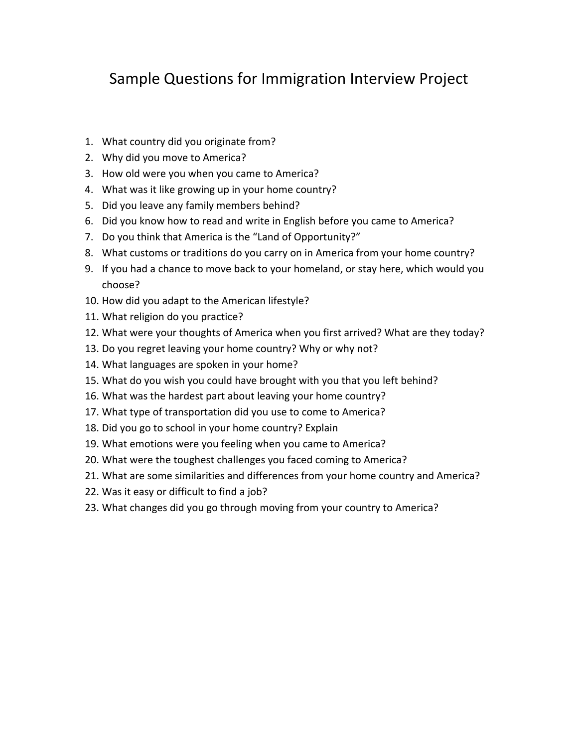# Sample Questions for Immigration Interview Project

1. What country did you originate from?
2. Why did you move to America?
3. How old were you when you came to America?
4. What was it like growing up in your home country?
5. Did you leave any family members behind?
6. Did you know how to read and write in English before you came to America?
7. Do you think that America is the "Land of Opportunity?"
8. What customs or traditions do you carry on in America from your home country?
9. If you had a chance to move back to your homeland, or stay here, which would you choose?
10. How did you adapt to the American lifestyle?
11. What religion do you practice?
12. What were your thoughts of America when you first arrived? What are they today?
13. Do you regret leaving your home country? Why or why not?
14. What languages are spoken in your home?
15. What do you wish you could have brought with you that you left behind?
16. What was the hardest part about leaving your home country?
17. What type of transportation did you use to come to America?
18. Did you go to school in your home country? Explain
19. What emotions were you feeling when you came to America?
20. What were the toughest challenges you faced coming to America?
21. What are some similarities and differences from your home country and America?
22. Was it easy or difficult to find a job?
23. What changes did you go through moving from your country to America?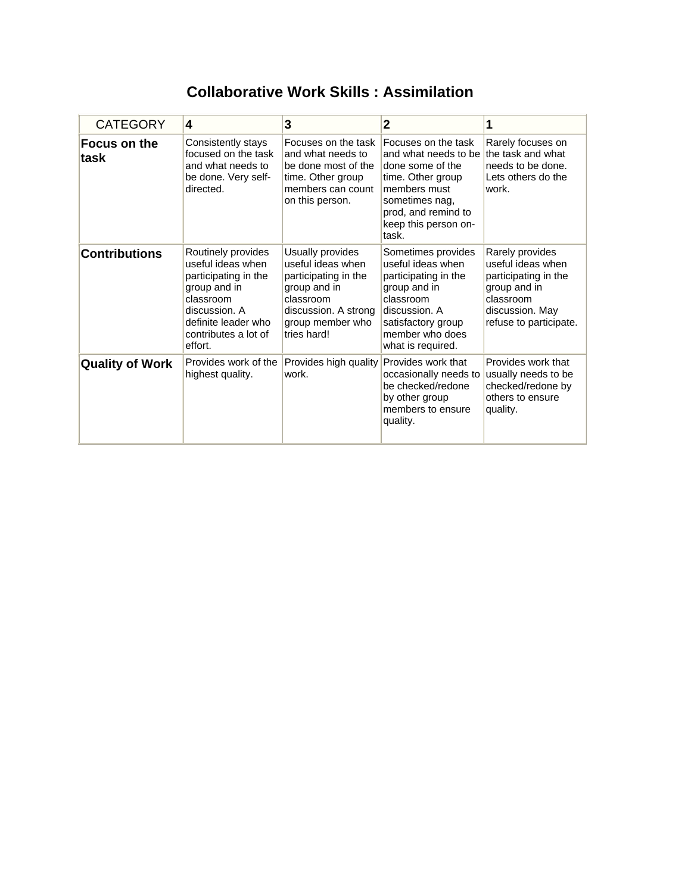# Collaborative Work Skills : Assimilation

| CATEGORY | 4 | 3 | 2 | 1 |
|---|---|---|---|---|
| **Focus on the task** | Consistently stays focused on the task and what needs to be done. Very self-directed. | Focuses on the task and what needs to be done most of the time. Other group members can count on this person. | Focuses on the task and what needs to be done some of the time. Other group members must sometimes nag, prod, and remind to keep this person on-task. | Rarely focuses on the task and what needs to be done. Lets others do the work. |
| **Contributions** | Routinely provides useful ideas when participating in the group and in classroom discussion. A definite leader who contributes a lot of effort. | Usually provides useful ideas when participating in the group and in classroom discussion. A strong group member who tries hard! | Sometimes provides useful ideas when participating in the group and in classroom discussion. A satisfactory group member who does what is required. | Rarely provides useful ideas when participating in the group and in classroom discussion. May refuse to participate. |
| **Quality of Work** | Provides work of the highest quality. | Provides high quality work. | Provides work that occasionally needs to be checked/redone by other group members to ensure quality. | Provides work that usually needs to be checked/redone by others to ensure quality. |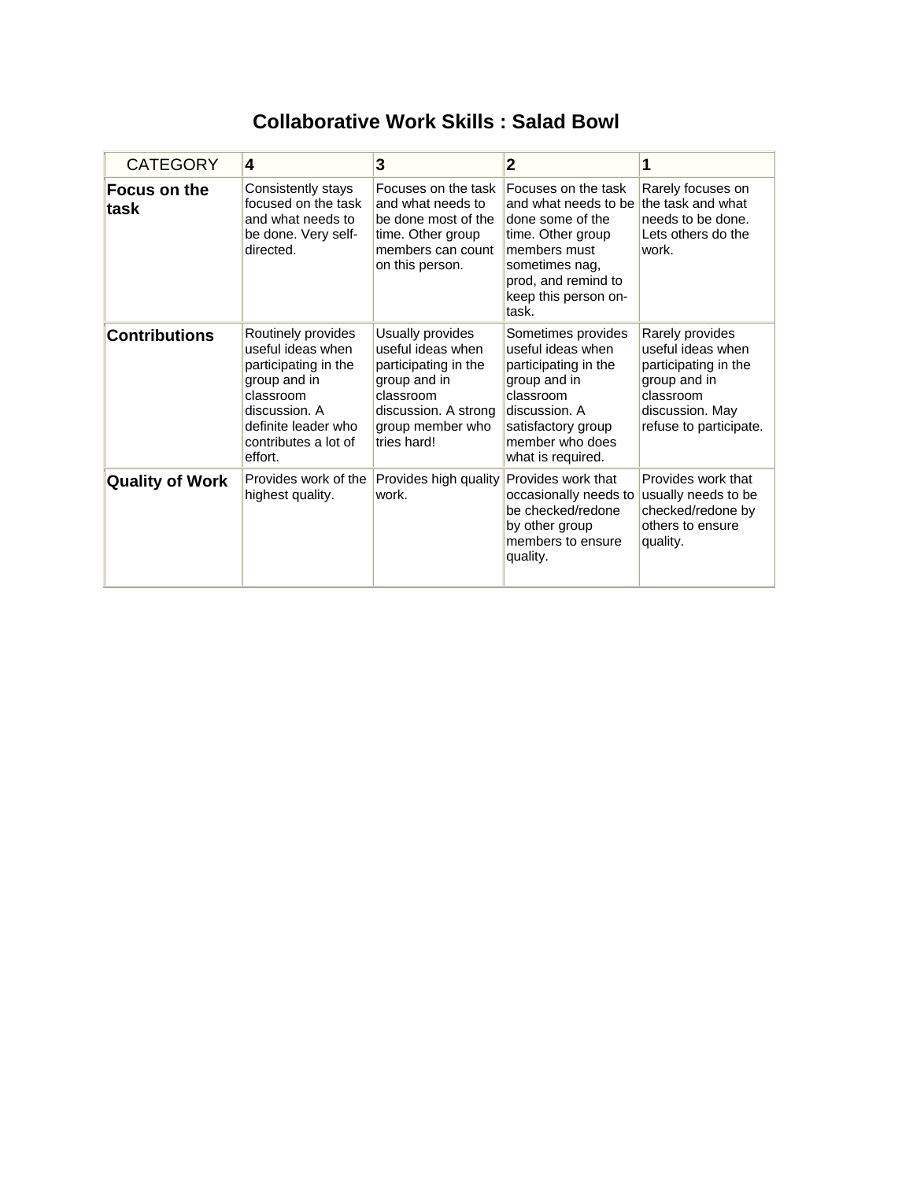## Collaborative Work Skills : Salad Bowl

| CATEGORY | 4 | 3 | 2 | 1 |
|---|---|---|---|---|
| **Focus on the task** | Consistently stays focused on the task and what needs to be done. Very self-directed. | Focuses on the task and what needs to be done most of the time. Other group members can count on this person. | Focuses on the task and what needs to be done some of the time. Other group members must sometimes nag, prod, and remind to keep this person on-task. | Rarely focuses on the task and what needs to be done. Lets others do the work. |
| **Contributions** | Routinely provides useful ideas when participating in the group and in classroom discussion. A definite leader who contributes a lot of effort. | Usually provides useful ideas when participating in the group and in classroom discussion. A strong group member who tries hard! | Sometimes provides useful ideas when participating in the group and in classroom discussion. A satisfactory group member who does what is required. | Rarely provides useful ideas when participating in the group and in classroom discussion. May refuse to participate. |
| **Quality of Work** | Provides work of the highest quality. | Provides high quality work. | Provides work that occasionally needs to be checked/redone by other group members to ensure quality. | Provides work that usually needs to be checked/redone by others to ensure quality. |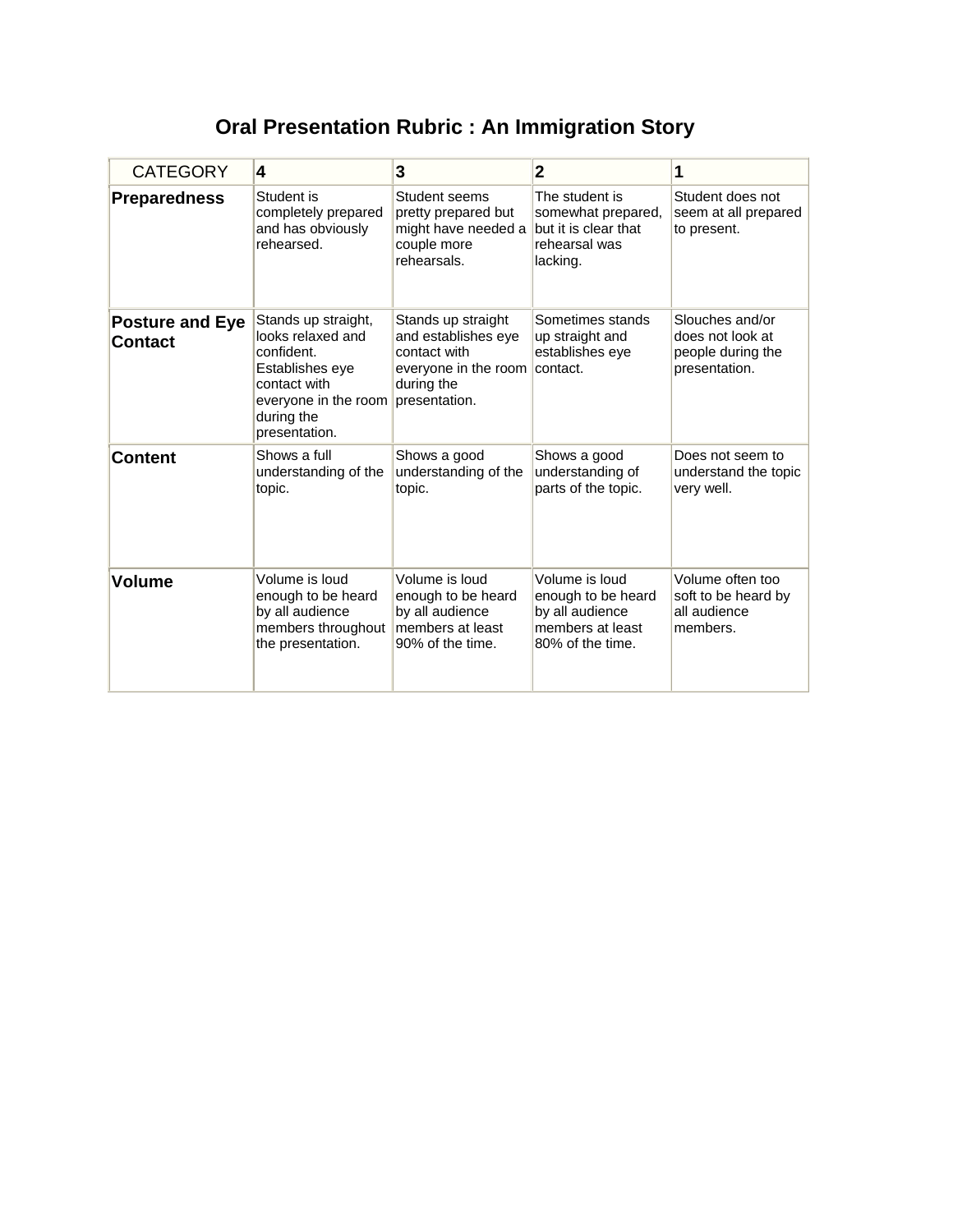# Oral Presentation Rubric : An Immigration Story

| CATEGORY | 4 | 3 | 2 | 1 |
|---|---|---|---|---|
| **Preparedness** | Student is completely prepared and has obviously rehearsed. | Student seems pretty prepared but might have needed a couple more rehearsals. | The student is somewhat prepared, but it is clear that rehearsal was lacking. | Student does not seem at all prepared to present. |
| **Posture and Eye Contact** | Stands up straight, looks relaxed and confident. Establishes eye contact with everyone in the room during the presentation. | Stands up straight and establishes eye contact with everyone in the room during the presentation. | Sometimes stands up straight and establishes eye contact. | Slouches and/or does not look at people during the presentation. |
| **Content** | Shows a full understanding of the topic. | Shows a good understanding of the topic. | Shows a good understanding of parts of the topic. | Does not seem to understand the topic very well. |
| **Volume** | Volume is loud enough to be heard by all audience members throughout the presentation. | Volume is loud enough to be heard by all audience members at least 90% of the time. | Volume is loud enough to be heard by all audience members at least 80% of the time. | Volume often too soft to be heard by all audience members. |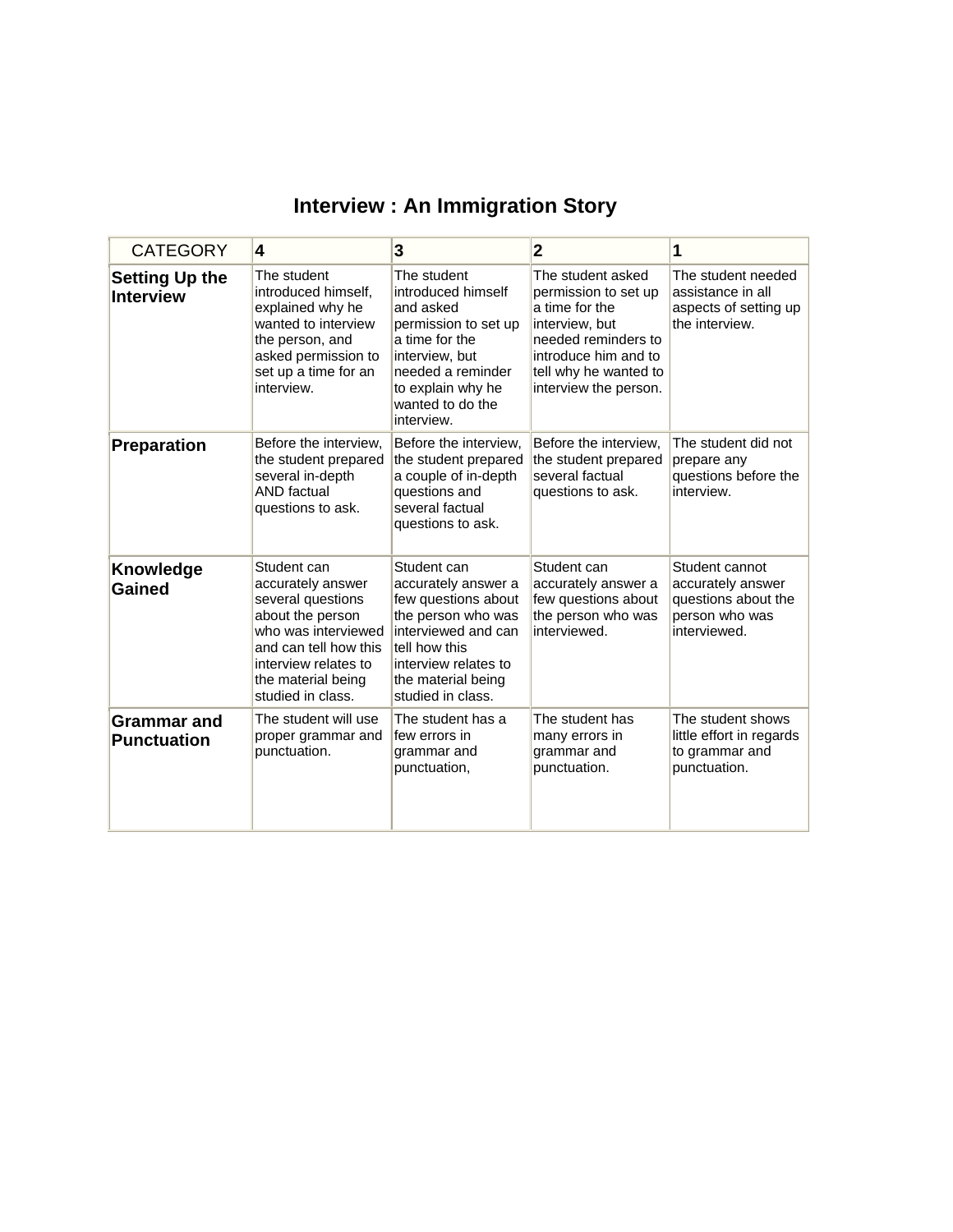# Interview : An Immigration Story

| CATEGORY | 4 | 3 | 2 | 1 |
|---|---|---|---|---|
| **Setting Up the Interview** | The student introduced himself, explained why he wanted to interview the person, and asked permission to set up a time for an interview. | The student introduced himself and asked permission to set up a time for the interview, but needed a reminder to explain why he wanted to do the interview. | The student asked permission to set up a time for the interview, but needed reminders to introduce him and to tell why he wanted to interview the person. | The student needed assistance in all aspects of setting up the interview. |
| **Preparation** | Before the interview, the student prepared several in-depth AND factual questions to ask. | Before the interview, the student prepared a couple of in-depth questions and several factual questions to ask. | Before the interview, the student prepared several factual questions to ask. | The student did not prepare any questions before the interview. |
| **Knowledge Gained** | Student can accurately answer several questions about the person who was interviewed and can tell how this interview relates to the material being studied in class. | Student can accurately answer a few questions about the person who was interviewed and can tell how this interview relates to the material being studied in class. | Student can accurately answer a few questions about the person who was interviewed. | Student cannot accurately answer questions about the person who was interviewed. |
| **Grammar and Punctuation** | The student will use proper grammar and punctuation. | The student has a few errors in grammar and punctuation, | The student has many errors in grammar and punctuation. | The student shows little effort in regards to grammar and punctuation. |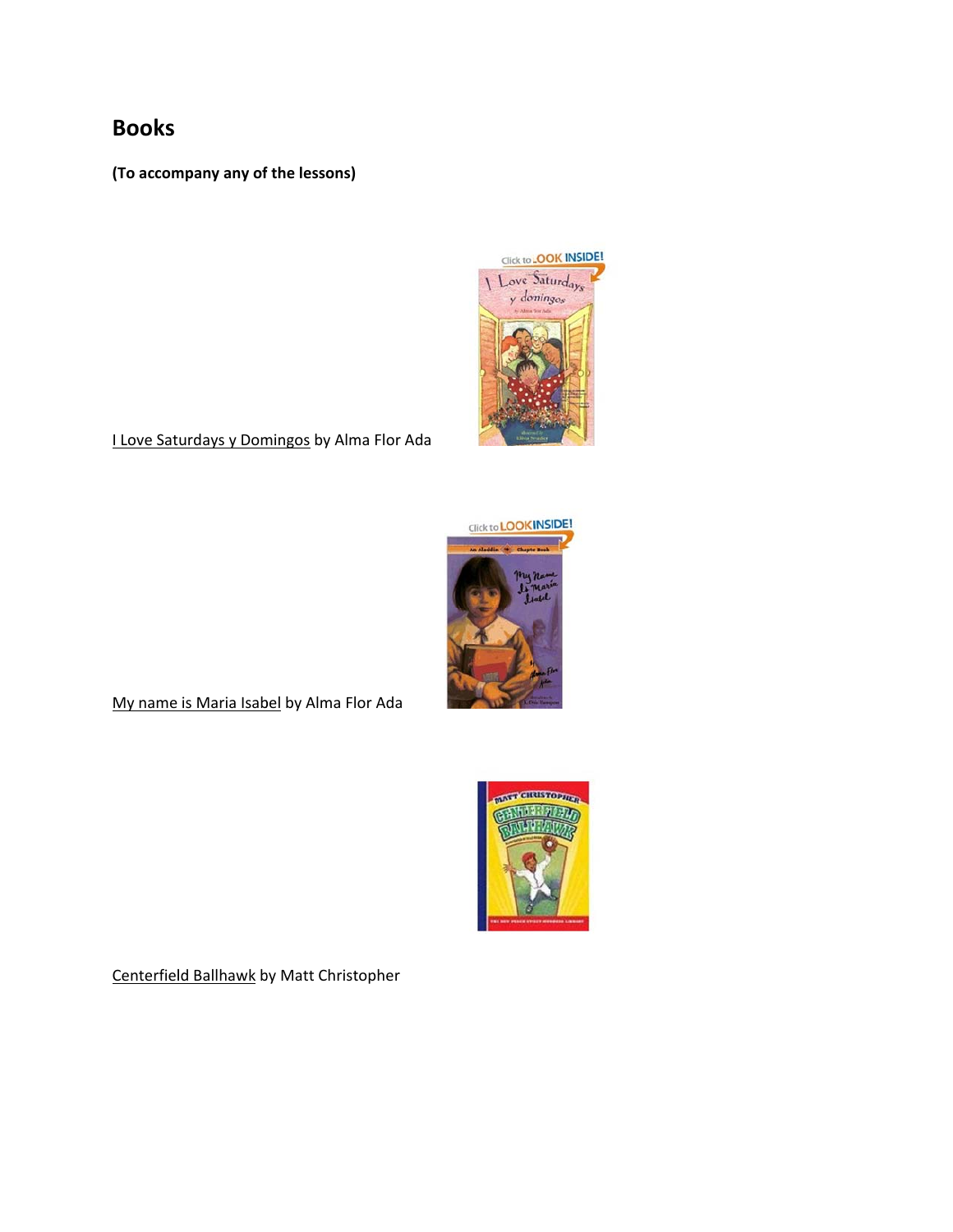# Books

**(To accompany any of the lessons)**

I Love Saturdays y Domingos by Alma Flor Ada

My name is Maria Isabel by Alma Flor Ada

Centerfield Ballhawk by Matt Christopher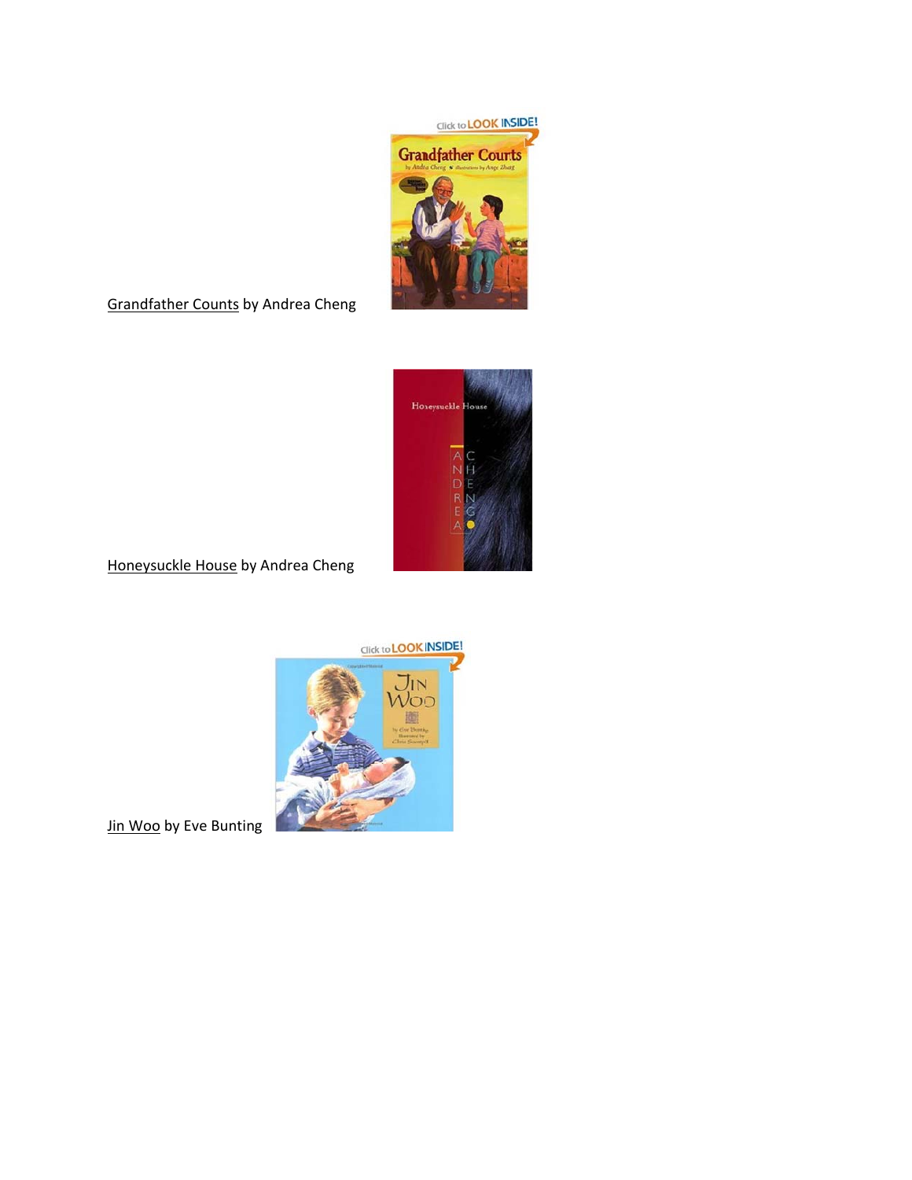Grandfather Counts by Andrea Cheng

Honeysuckle House by Andrea Cheng

Jin Woo by Eve Bunting